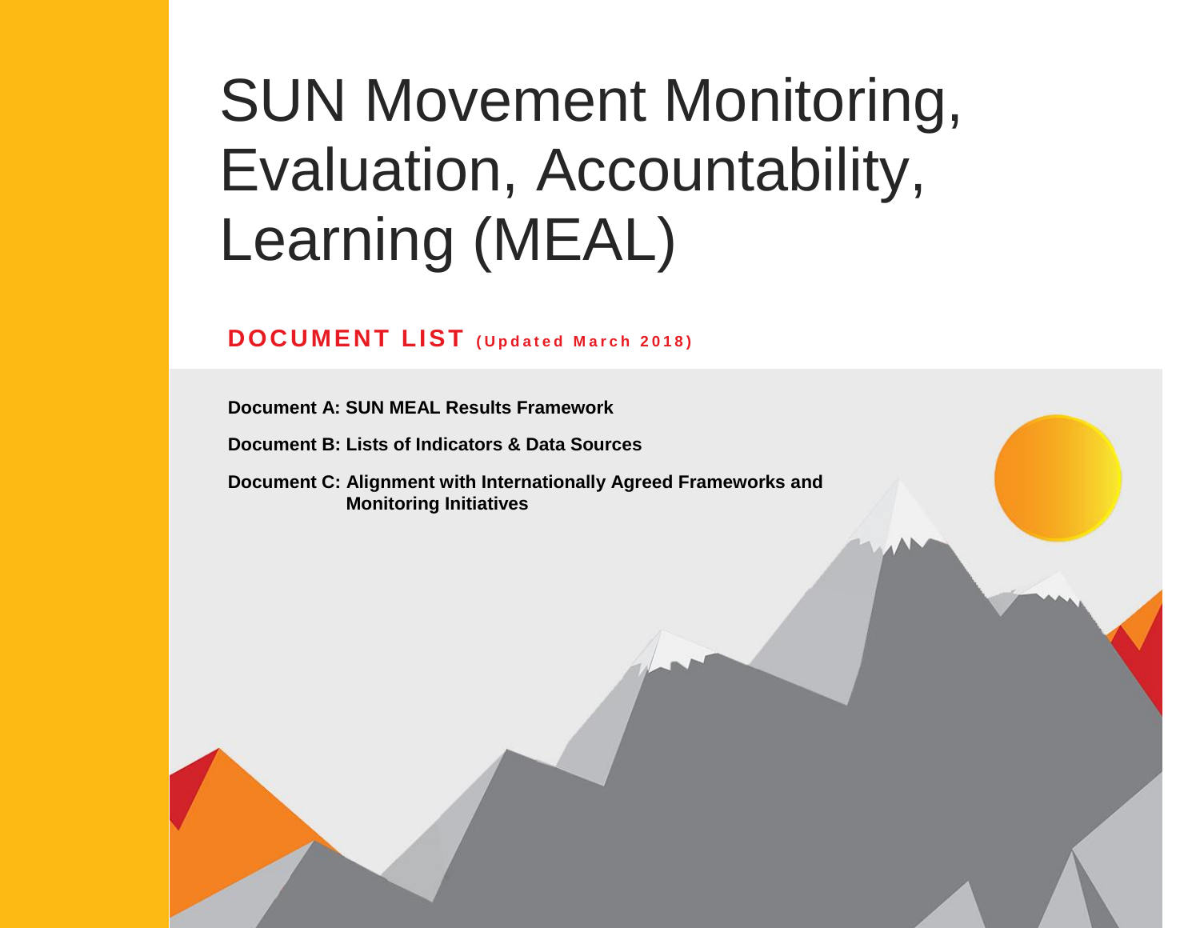# SUN Movement Monitoring, Evaluation, Accountability, Learning (MEAL)

## DOCUMENT LIST (Updated March 2018)

**Document A: SUN MEAL Results Framework**

**Document B: Lists of Indicators & Data Sources**

**Document C: Alignment with Internationally Agreed Frameworks and Monitoring Initiatives**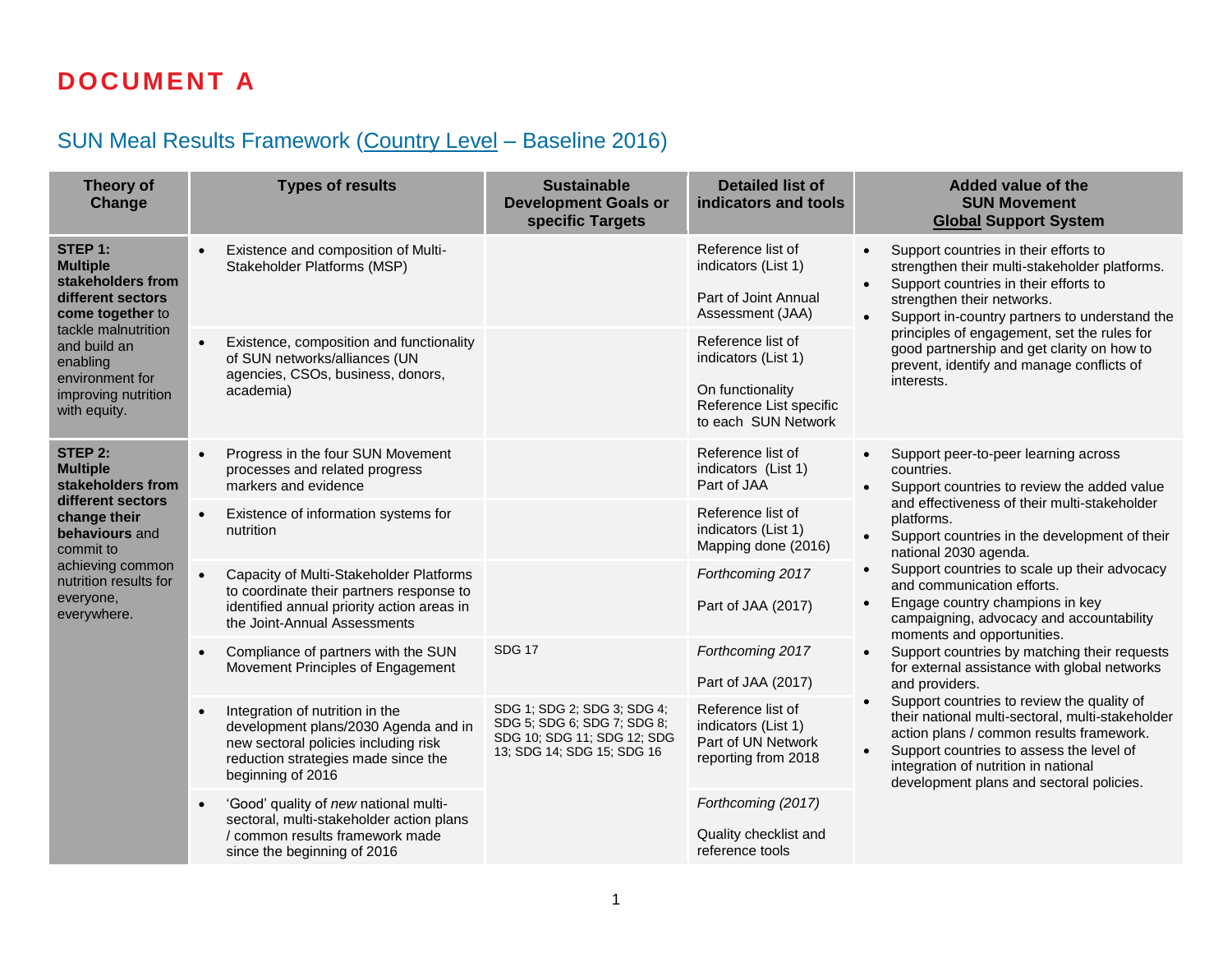# DOCUMENT A

## SUN Meal Results Framework (Country Level – Baseline 2016)

| Theory of Change | Types of results | Sustainable Development Goals or specific Targets | Detailed list of indicators and tools | Added value of the SUN Movement Global Support System |
|---|---|---|---|---|
| **STEP 1: Multiple stakeholders from different sectors come together** to tackle malnutrition and build an enabling environment for improving nutrition with equity. | • Existence and composition of Multi-Stakeholder Platforms (MSP) | | Reference list of indicators (List 1)<br><br>Part of Joint Annual Assessment (JAA) | • Support countries in their efforts to strengthen their multi-stakeholder platforms.<br>• Support countries in their efforts to strengthen their networks.<br>• Support in-country partners to understand the principles of engagement, set the rules for good partnership and get clarity on how to prevent, identify and manage conflicts of interests. |
| | • Existence, composition and functionality of SUN networks/alliances (UN agencies, CSOs, business, donors, academia) | | Reference list of indicators (List 1)<br><br>On functionality Reference List specific to each SUN Network | |
| **STEP 2: Multiple stakeholders from different sectors change their behaviours** and commit to achieving common nutrition results for everyone, everywhere. | • Progress in the four SUN Movement processes and related progress markers and evidence | | Reference list of indicators (List 1)<br>Part of JAA | • Support peer-to-peer learning across countries.<br>• Support countries to review the added value and effectiveness of their multi-stakeholder platforms.<br>• Support countries in the development of their national 2030 agenda.<br>• Support countries to scale up their advocacy and communication efforts.<br>• Engage country champions in key campaigning, advocacy and accountability moments and opportunities.<br>• Support countries by matching their requests for external assistance with global networks and providers.<br>• Support countries to review the quality of their national multi-sectoral, multi-stakeholder action plans / common results framework.<br>• Support countries to assess the level of integration of nutrition in national development plans and sectoral policies. |
| | • Existence of information systems for nutrition | | Reference list of indicators (List 1)<br>Mapping done (2016) | |
| | • Capacity of Multi-Stakeholder Platforms to coordinate their partners response to identified annual priority action areas in the Joint-Annual Assessments | | *Forthcoming 2017*<br><br>Part of JAA (2017) | |
| | • Compliance of partners with the SUN Movement Principles of Engagement | SDG 17 | *Forthcoming 2017*<br><br>Part of JAA (2017) | |
| | • Integration of nutrition in the development plans/2030 Agenda and in new sectoral policies including risk reduction strategies made since the beginning of 2016 | SDG 1; SDG 2; SDG 3; SDG 4; SDG 5; SDG 6; SDG 7; SDG 8; SDG 10; SDG 11; SDG 12; SDG 13; SDG 14; SDG 15; SDG 16 | Reference list of indicators (List 1)<br>Part of UN Network reporting from 2018 | |
| | • 'Good' quality of *new* national multi-sectoral, multi-stakeholder action plans / common results framework made since the beginning of 2016 | | *Forthcoming (2017)*<br><br>Quality checklist and reference tools | |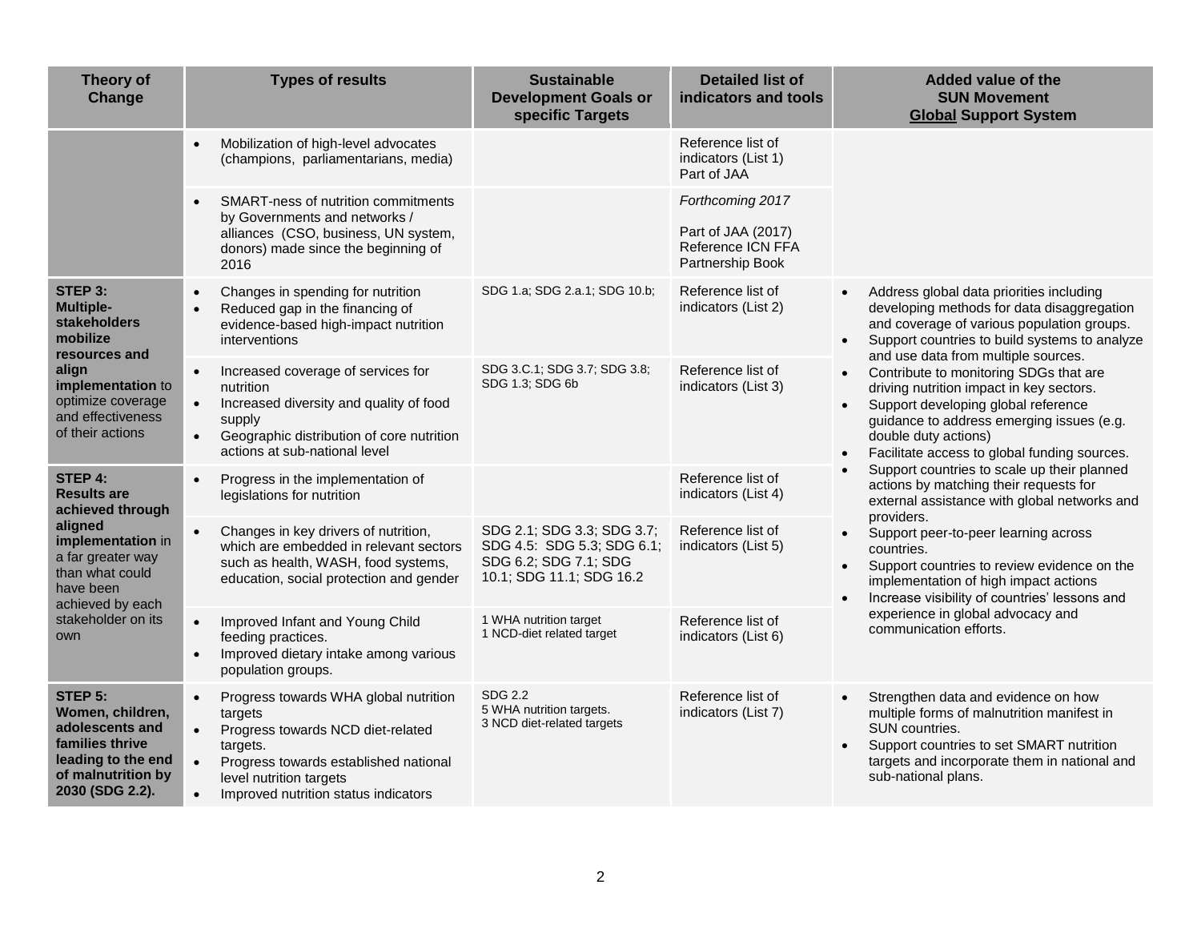| Theory of Change | Types of results | Sustainable Development Goals or specific Targets | Detailed list of indicators and tools | Added value of the SUN Movement **Global** Support System |
|---|---|---|---|---|
| | • Mobilization of high-level advocates (champions, parliamentarians, media) | | Reference list of indicators (List 1) Part of JAA | |
| | • SMART-ness of nutrition commitments by Governments and networks / alliances (CSO, business, UN system, donors) made since the beginning of 2016 | | *Forthcoming 2017* Part of JAA (2017) Reference ICN FFA Partnership Book | |
| **STEP 3: Multiple-stakeholders mobilize resources and align implementation** to optimize coverage and effectiveness of their actions | • Changes in spending for nutrition • Reduced gap in the financing of evidence-based high-impact nutrition interventions | SDG 1.a; SDG 2.a.1; SDG 10.b; | Reference list of indicators (List 2) | • Address global data priorities including developing methods for data disaggregation and coverage of various population groups. • Support countries to build systems to analyze and use data from multiple sources. • Contribute to monitoring SDGs that are driving nutrition impact in key sectors. • Support developing global reference guidance to address emerging issues (e.g. double duty actions) • Facilitate access to global funding sources. • Support countries to scale up their planned actions by matching their requests for external assistance with global networks and providers. • Support peer-to-peer learning across countries. • Support countries to review evidence on the implementation of high impact actions • Increase visibility of countries' lessons and experience in global advocacy and communication efforts. |
| | • Increased coverage of services for nutrition • Increased diversity and quality of food supply • Geographic distribution of core nutrition actions at sub-national level | SDG 3.C.1; SDG 3.7; SDG 3.8; SDG 1.3; SDG 6b | Reference list of indicators (List 3) | |
| **STEP 4: Results are achieved through aligned implementation** in a far greater way than what could have been achieved by each stakeholder on its own | • Progress in the implementation of legislations for nutrition | | Reference list of indicators (List 4) | |
| | • Changes in key drivers of nutrition, which are embedded in relevant sectors such as health, WASH, food systems, education, social protection and gender | SDG 2.1; SDG 3.3; SDG 3.7; SDG 4.5: SDG 5.3; SDG 6.1; SDG 6.2; SDG 7.1; SDG 10.1; SDG 11.1; SDG 16.2 | Reference list of indicators (List 5) | |
| | • Improved Infant and Young Child feeding practices. • Improved dietary intake among various population groups. | 1 WHA nutrition target 1 NCD-diet related target | Reference list of indicators (List 6) | |
| **STEP 5: Women, children, adolescents and families thrive leading to the end of malnutrition by 2030 (SDG 2.2).** | • Progress towards WHA global nutrition targets • Progress towards NCD diet-related targets. • Progress towards established national level nutrition targets • Improved nutrition status indicators | SDG 2.2 5 WHA nutrition targets. 3 NCD diet-related targets | Reference list of indicators (List 7) | • Strengthen data and evidence on how multiple forms of malnutrition manifest in SUN countries. • Support countries to set SMART nutrition targets and incorporate them in national and sub-national plans. |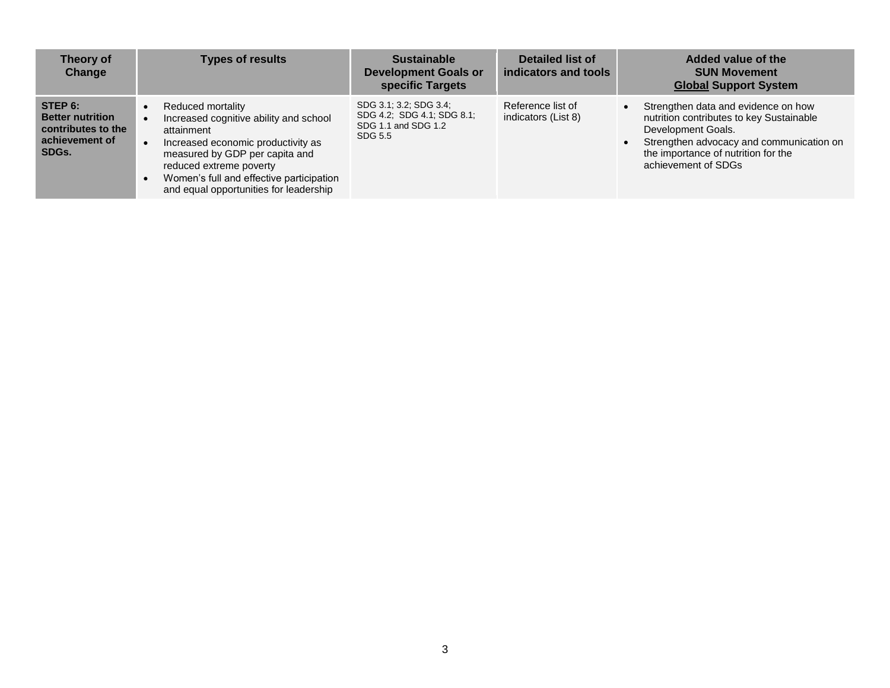| Theory of Change | Types of results | Sustainable Development Goals or specific Targets | Detailed list of indicators and tools | Added value of the SUN Movement **Global** Support System |
|---|---|---|---|---|
| **STEP 6: Better nutrition contributes to the achievement of SDGs.** | • Reduced mortality<br>• Increased cognitive ability and school attainment<br>• Increased economic productivity as measured by GDP per capita and reduced extreme poverty<br>• Women's full and effective participation and equal opportunities for leadership | SDG 3.1; 3.2; SDG 3.4; SDG 4.2; SDG 4.1; SDG 8.1; SDG 1.1 and SDG 1.2 SDG 5.5 | Reference list of indicators (List 8) | • Strengthen data and evidence on how nutrition contributes to key Sustainable Development Goals.<br>• Strengthen advocacy and communication on the importance of nutrition for the achievement of SDGs |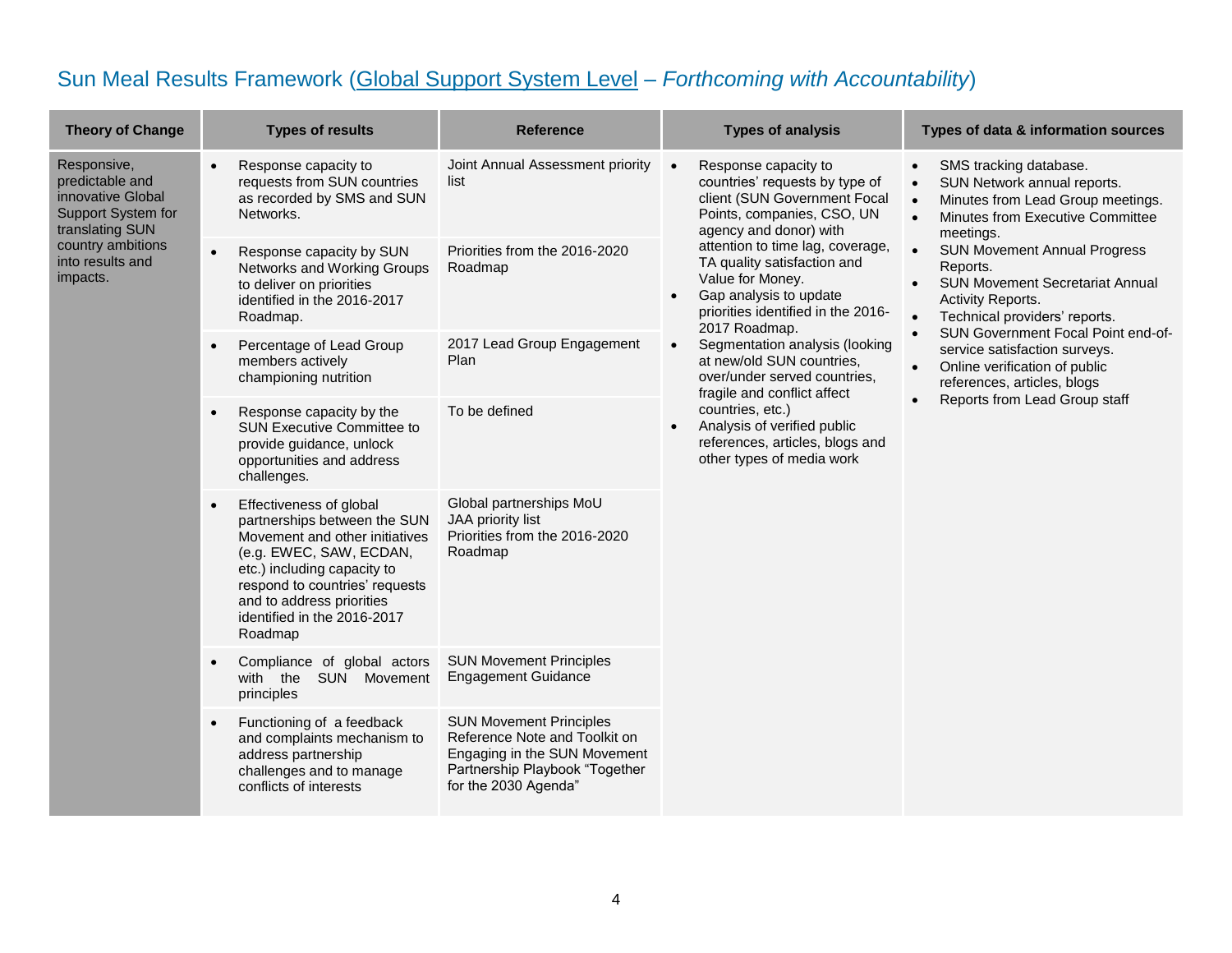## Sun Meal Results Framework (Global Support System Level – *Forthcoming with Accountability*)

| Theory of Change | Types of results | Reference | Types of analysis | Types of data & information sources |
|---|---|---|---|---|
| Responsive, predictable and innovative Global Support System for translating SUN country ambitions into results and impacts. | • Response capacity to requests from SUN countries as recorded by SMS and SUN Networks. | Joint Annual Assessment priority list | • Response capacity to countries' requests by type of client (SUN Government Focal Points, companies, CSO, UN agency and donor) with attention to time lag, coverage, TA quality satisfaction and Value for Money.<br>• Gap analysis to update priorities identified in the 2016-2017 Roadmap.<br>• Segmentation analysis (looking at new/old SUN countries, over/under served countries, fragile and conflict affect countries, etc.)<br>• Analysis of verified public references, articles, blogs and other types of media work | • SMS tracking database.<br>• SUN Network annual reports.<br>• Minutes from Lead Group meetings.<br>• Minutes from Executive Committee meetings.<br>• SUN Movement Annual Progress Reports.<br>• SUN Movement Secretariat Annual Activity Reports.<br>• Technical providers' reports.<br>• SUN Government Focal Point end-of-service satisfaction surveys.<br>• Online verification of public references, articles, blogs<br>• Reports from Lead Group staff |
| | • Response capacity by SUN Networks and Working Groups to deliver on priorities identified in the 2016-2017 Roadmap. | Priorities from the 2016-2020 Roadmap | | |
| | • Percentage of Lead Group members actively championing nutrition | 2017 Lead Group Engagement Plan | | |
| | • Response capacity by the SUN Executive Committee to provide guidance, unlock opportunities and address challenges. | To be defined | | |
| | • Effectiveness of global partnerships between the SUN Movement and other initiatives (e.g. EWEC, SAW, ECDAN, etc.) including capacity to respond to countries' requests and to address priorities identified in the 2016-2017 Roadmap | Global partnerships MoU<br>JAA priority list<br>Priorities from the 2016-2020 Roadmap | | |
| | • Compliance of global actors with the SUN Movement principles | SUN Movement Principles Engagement Guidance | | |
| | • Functioning of a feedback and complaints mechanism to address partnership challenges and to manage conflicts of interests | SUN Movement Principles Reference Note and Toolkit on Engaging in the SUN Movement Partnership Playbook "Together for the 2030 Agenda" | | |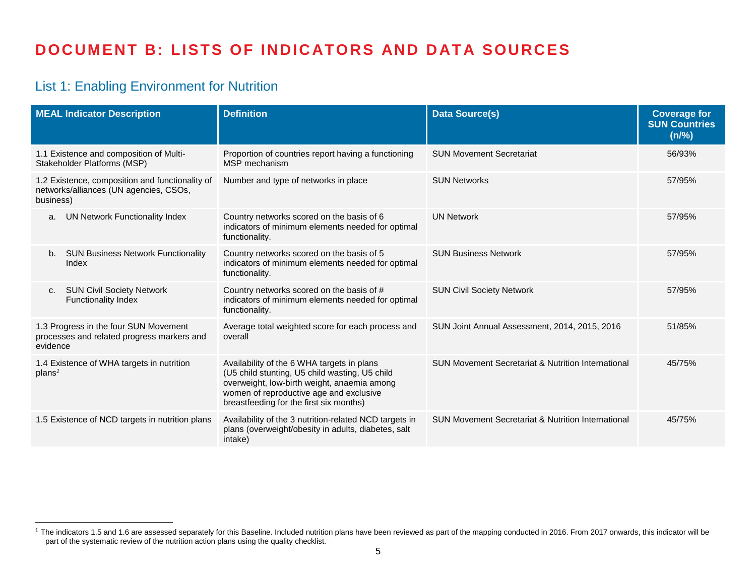# DOCUMENT B: LISTS OF INDICATORS AND DATA SOURCES

## List 1: Enabling Environment for Nutrition

| MEAL Indicator Description | Definition | Data Source(s) | Coverage for SUN Countries (n/%) |
|---|---|---|---|
| 1.1 Existence and composition of Multi-Stakeholder Platforms (MSP) | Proportion of countries report having a functioning MSP mechanism | SUN Movement Secretariat | 56/93% |
| 1.2 Existence, composition and functionality of networks/alliances (UN agencies, CSOs, business) | Number and type of networks in place | SUN Networks | 57/95% |
| a. UN Network Functionality Index | Country networks scored on the basis of 6 indicators of minimum elements needed for optimal functionality. | UN Network | 57/95% |
| b. SUN Business Network Functionality Index | Country networks scored on the basis of 5 indicators of minimum elements needed for optimal functionality. | SUN Business Network | 57/95% |
| c. SUN Civil Society Network Functionality Index | Country networks scored on the basis of # indicators of minimum elements needed for optimal functionality. | SUN Civil Society Network | 57/95% |
| 1.3 Progress in the four SUN Movement processes and related progress markers and evidence | Average total weighted score for each process and overall | SUN Joint Annual Assessment, 2014, 2015, 2016 | 51/85% |
| 1.4 Existence of WHA targets in nutrition plans[1] | Availability of the 6 WHA targets in plans (U5 child stunting, U5 child wasting, U5 child overweight, low-birth weight, anaemia among women of reproductive age and exclusive breastfeeding for the first six months) | SUN Movement Secretariat & Nutrition International | 45/75% |
| 1.5 Existence of NCD targets in nutrition plans | Availability of the 3 nutrition-related NCD targets in plans (overweight/obesity in adults, diabetes, salt intake) | SUN Movement Secretariat & Nutrition International | 45/75% |

[1] The indicators 1.5 and 1.6 are assessed separately for this Baseline. Included nutrition plans have been reviewed as part of the mapping conducted in 2016. From 2017 onwards, this indicator will be part of the systematic review of the nutrition action plans using the quality checklist.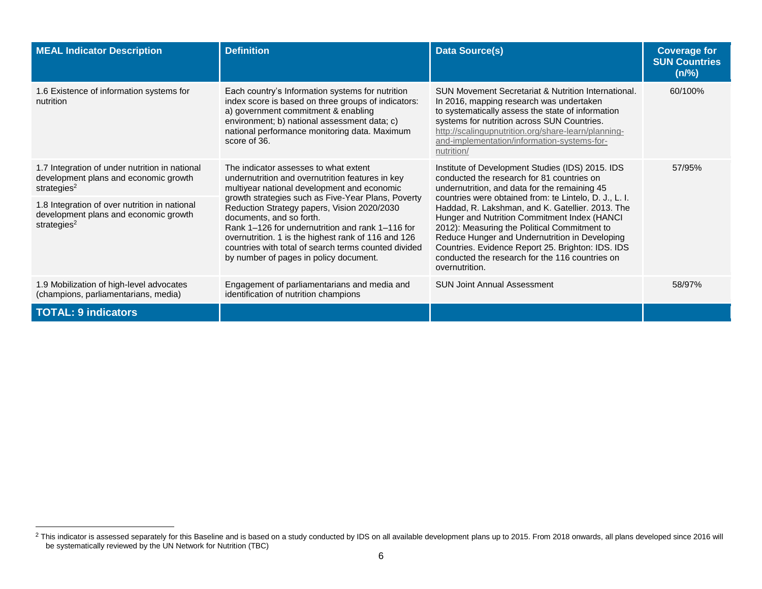| MEAL Indicator Description | Definition | Data Source(s) | Coverage for SUN Countries (n/%) |
|---|---|---|---|
| 1.6 Existence of information systems for nutrition | Each country's Information systems for nutrition index score is based on three groups of indicators: a) government commitment & enabling environment; b) national assessment data; c) national performance monitoring data. Maximum score of 36. | SUN Movement Secretariat & Nutrition International. In 2016, mapping research was undertaken to systematically assess the state of information systems for nutrition across SUN Countries. http://scalingupnutrition.org/share-learn/planning-and-implementation/information-systems-for-nutrition/ | 60/100% |
| 1.7 Integration of under nutrition in national development plans and economic growth strategies[2] | The indicator assesses to what extent undernutrition and overnutrition features in key multiyear national development and economic growth strategies such as Five-Year Plans, Poverty Reduction Strategy papers, Vision 2020/2030 documents, and so forth. Rank 1–126 for undernutrition and rank 1–116 for overnutrition. 1 is the highest rank of 116 and 126 countries with total of search terms counted divided by number of pages in policy document. | Institute of Development Studies (IDS) 2015. IDS conducted the research for 81 countries on undernutrition, and data for the remaining 45 countries were obtained from: te Lintelo, D. J., L. I. Haddad, R. Lakshman, and K. Gatellier. 2013. The Hunger and Nutrition Commitment Index (HANCI 2012): Measuring the Political Commitment to Reduce Hunger and Undernutrition in Developing Countries. Evidence Report 25. Brighton: IDS. IDS conducted the research for the 116 countries on overnutrition. | 57/95% |
| 1.8 Integration of over nutrition in national development plans and economic growth strategies[2] | | | |
| 1.9 Mobilization of high-level advocates (champions, parliamentarians, media) | Engagement of parliamentarians and media and identification of nutrition champions | SUN Joint Annual Assessment | 58/97% |
| **TOTAL: 9 indicators** | | | |

[2] This indicator is assessed separately for this Baseline and is based on a study conducted by IDS on all available development plans up to 2015. From 2018 onwards, all plans developed since 2016 will be systematically reviewed by the UN Network for Nutrition (TBC)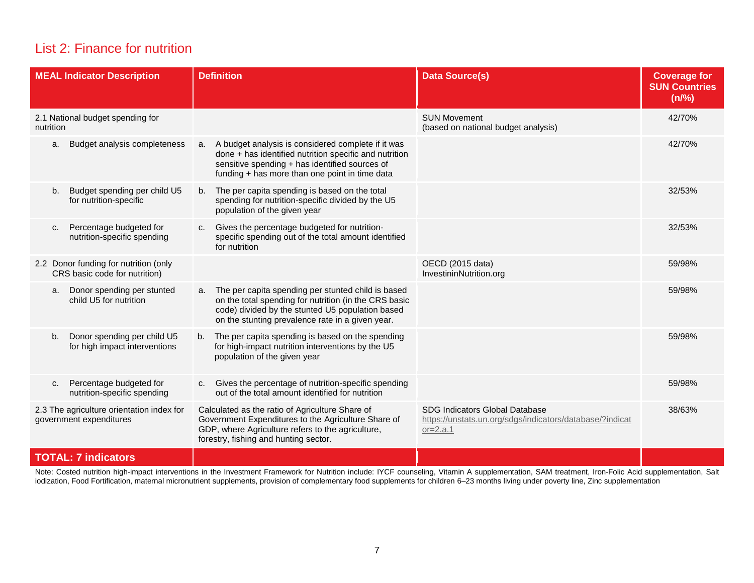## List 2: Finance for nutrition

| MEAL Indicator Description | Definition | Data Source(s) | Coverage for SUN Countries (n/%) |
|---|---|---|---|
| 2.1 National budget spending for nutrition | | SUN Movement (based on national budget analysis) | 42/70% |
| a. Budget analysis completeness | a. A budget analysis is considered complete if it was done + has identified nutrition specific and nutrition sensitive spending + has identified sources of funding + has more than one point in time data | | 42/70% |
| b. Budget spending per child U5 for nutrition-specific | b. The per capita spending is based on the total spending for nutrition-specific divided by the U5 population of the given year | | 32/53% |
| c. Percentage budgeted for nutrition-specific spending | c. Gives the percentage budgeted for nutrition-specific spending out of the total amount identified for nutrition | | 32/53% |
| 2.2 Donor funding for nutrition (only CRS basic code for nutrition) | | OECD (2015 data) InvestininNutrition.org | 59/98% |
| a. Donor spending per stunted child U5 for nutrition | a. The per capita spending per stunted child is based on the total spending for nutrition (in the CRS basic code) divided by the stunted U5 population based on the stunting prevalence rate in a given year. | | 59/98% |
| b. Donor spending per child U5 for high impact interventions | b. The per capita spending is based on the spending for high-impact nutrition interventions by the U5 population of the given year | | 59/98% |
| c. Percentage budgeted for nutrition-specific spending | c. Gives the percentage of nutrition-specific spending out of the total amount identified for nutrition | | 59/98% |
| 2.3 The agriculture orientation index for government expenditures | Calculated as the ratio of Agriculture Share of Government Expenditures to the Agriculture Share of GDP, where Agriculture refers to the agriculture, forestry, fishing and hunting sector. | SDG Indicators Global Database https://unstats.un.org/sdgs/indicators/database/?indicator=2.a.1 | 38/63% |
| **TOTAL: 7 indicators** | | | |

Note: Costed nutrition high-impact interventions in the Investment Framework for Nutrition include: IYCF counseling, Vitamin A supplementation, SAM treatment, Iron-Folic Acid supplementation, Salt iodization, Food Fortification, maternal micronutrient supplements, provision of complementary food supplements for children 6–23 months living under poverty line, Zinc supplementation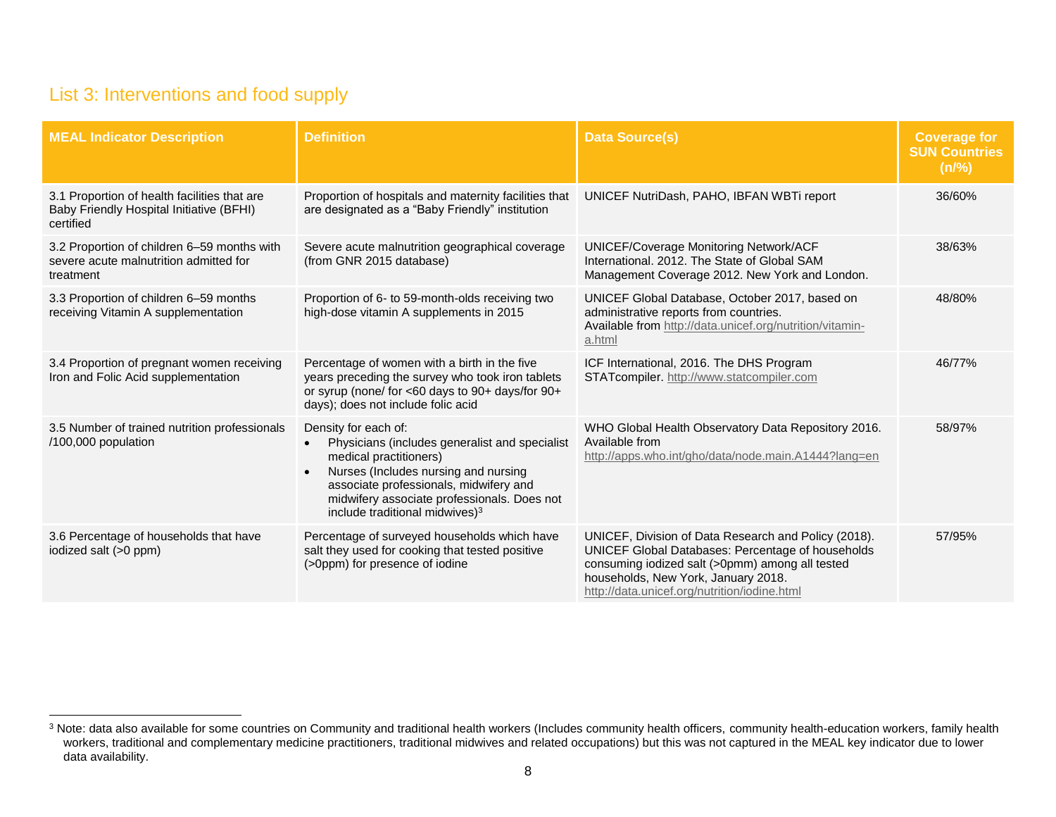## List 3: Interventions and food supply

| MEAL Indicator Description | Definition | Data Source(s) | Coverage for SUN Countries (n/%) |
|---|---|---|---|
| 3.1 Proportion of health facilities that are Baby Friendly Hospital Initiative (BFHI) certified | Proportion of hospitals and maternity facilities that are designated as a "Baby Friendly" institution | UNICEF NutriDash, PAHO, IBFAN WBTi report | 36/60% |
| 3.2 Proportion of children 6–59 months with severe acute malnutrition admitted for treatment | Severe acute malnutrition geographical coverage (from GNR 2015 database) | UNICEF/Coverage Monitoring Network/ACF International. 2012. The State of Global SAM Management Coverage 2012. New York and London. | 38/63% |
| 3.3 Proportion of children 6–59 months receiving Vitamin A supplementation | Proportion of 6- to 59-month-olds receiving two high-dose vitamin A supplements in 2015 | UNICEF Global Database, October 2017, based on administrative reports from countries. Available from http://data.unicef.org/nutrition/vitamin-a.html | 48/80% |
| 3.4 Proportion of pregnant women receiving Iron and Folic Acid supplementation | Percentage of women with a birth in the five years preceding the survey who took iron tablets or syrup (none/ for <60 days to 90+ days/for 90+ days); does not include folic acid | ICF International, 2016. The DHS Program STATcompiler. http://www.statcompiler.com | 46/77% |
| 3.5 Number of trained nutrition professionals /100,000 population | Density for each of: <br>• Physicians (includes generalist and specialist medical practitioners) <br>• Nurses (Includes nursing and nursing associate professionals, midwifery and midwifery associate professionals. Does not include traditional midwives)[3] | WHO Global Health Observatory Data Repository 2016. Available from http://apps.who.int/gho/data/node.main.A1444?lang=en | 58/97% |
| 3.6 Percentage of households that have iodized salt (>0 ppm) | Percentage of surveyed households which have salt they used for cooking that tested positive (>0ppm) for presence of iodine | UNICEF, Division of Data Research and Policy (2018). UNICEF Global Databases: Percentage of households consuming iodized salt (>0pmm) among all tested households, New York, January 2018. http://data.unicef.org/nutrition/iodine.html | 57/95% |

[3] Note: data also available for some countries on Community and traditional health workers (Includes community health officers, community health-education workers, family health workers, traditional and complementary medicine practitioners, traditional midwives and related occupations) but this was not captured in the MEAL key indicator due to lower data availability.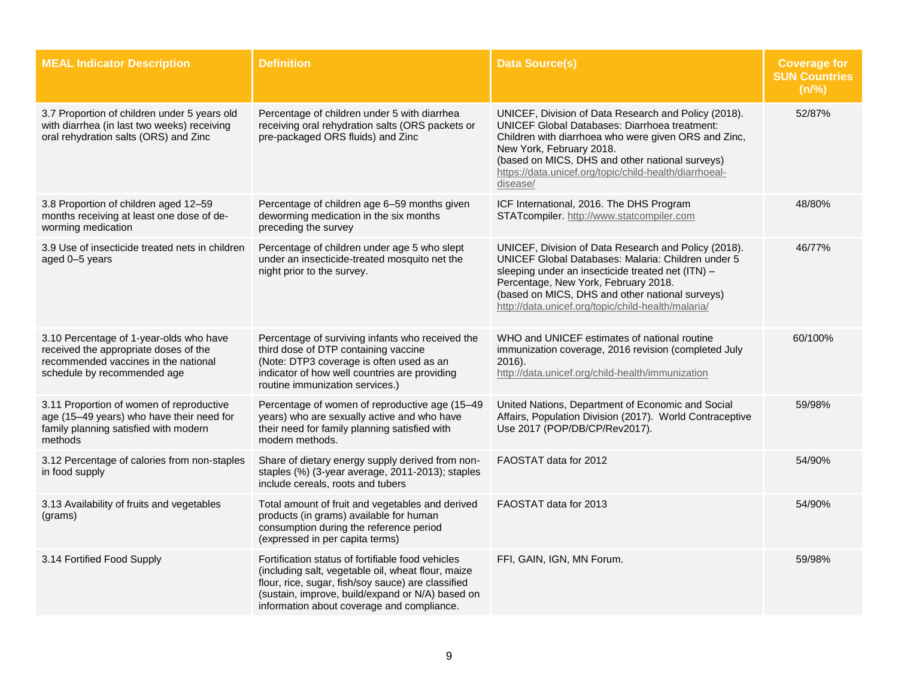| MEAL Indicator Description | Definition | Data Source(s) | Coverage for SUN Countries (n/%) |
|---|---|---|---|
| 3.7 Proportion of children under 5 years old with diarrhea (in last two weeks) receiving oral rehydration salts (ORS) and Zinc | Percentage of children under 5 with diarrhea receiving oral rehydration salts (ORS packets or pre-packaged ORS fluids) and Zinc | UNICEF, Division of Data Research and Policy (2018). UNICEF Global Databases: Diarrhoea treatment: Children with diarrhoea who were given ORS and Zinc, New York, February 2018. (based on MICS, DHS and other national surveys) https://data.unicef.org/topic/child-health/diarrhoeal-disease/ | 52/87% |
| 3.8 Proportion of children aged 12–59 months receiving at least one dose of de-worming medication | Percentage of children age 6–59 months given deworming medication in the six months preceding the survey | ICF International, 2016. The DHS Program STATcompiler. http://www.statcompiler.com | 48/80% |
| 3.9 Use of insecticide treated nets in children aged 0–5 years | Percentage of children under age 5 who slept under an insecticide-treated mosquito net the night prior to the survey. | UNICEF, Division of Data Research and Policy (2018). UNICEF Global Databases: Malaria: Children under 5 sleeping under an insecticide treated net (ITN) – Percentage, New York, February 2018. (based on MICS, DHS and other national surveys) http://data.unicef.org/topic/child-health/malaria/ | 46/77% |
| 3.10 Percentage of 1-year-olds who have received the appropriate doses of the recommended vaccines in the national schedule by recommended age | Percentage of surviving infants who received the third dose of DTP containing vaccine (Note: DTP3 coverage is often used as an indicator of how well countries are providing routine immunization services.) | WHO and UNICEF estimates of national routine immunization coverage, 2016 revision (completed July 2016). http://data.unicef.org/child-health/immunization | 60/100% |
| 3.11 Proportion of women of reproductive age (15–49 years) who have their need for family planning satisfied with modern methods | Percentage of women of reproductive age (15–49 years) who are sexually active and who have their need for family planning satisfied with modern methods. | United Nations, Department of Economic and Social Affairs, Population Division (2017). World Contraceptive Use 2017 (POP/DB/CP/Rev2017). | 59/98% |
| 3.12 Percentage of calories from non-staples in food supply | Share of dietary energy supply derived from non-staples (%) (3-year average, 2011-2013); staples include cereals, roots and tubers | FAOSTAT data for 2012 | 54/90% |
| 3.13 Availability of fruits and vegetables (grams) | Total amount of fruit and vegetables and derived products (in grams) available for human consumption during the reference period (expressed in per capita terms) | FAOSTAT data for 2013 | 54/90% |
| 3.14 Fortified Food Supply | Fortification status of fortifiable food vehicles (including salt, vegetable oil, wheat flour, maize flour, rice, sugar, fish/soy sauce) are classified (sustain, improve, build/expand or N/A) based on information about coverage and compliance. | FFI, GAIN, IGN, MN Forum. | 59/98% |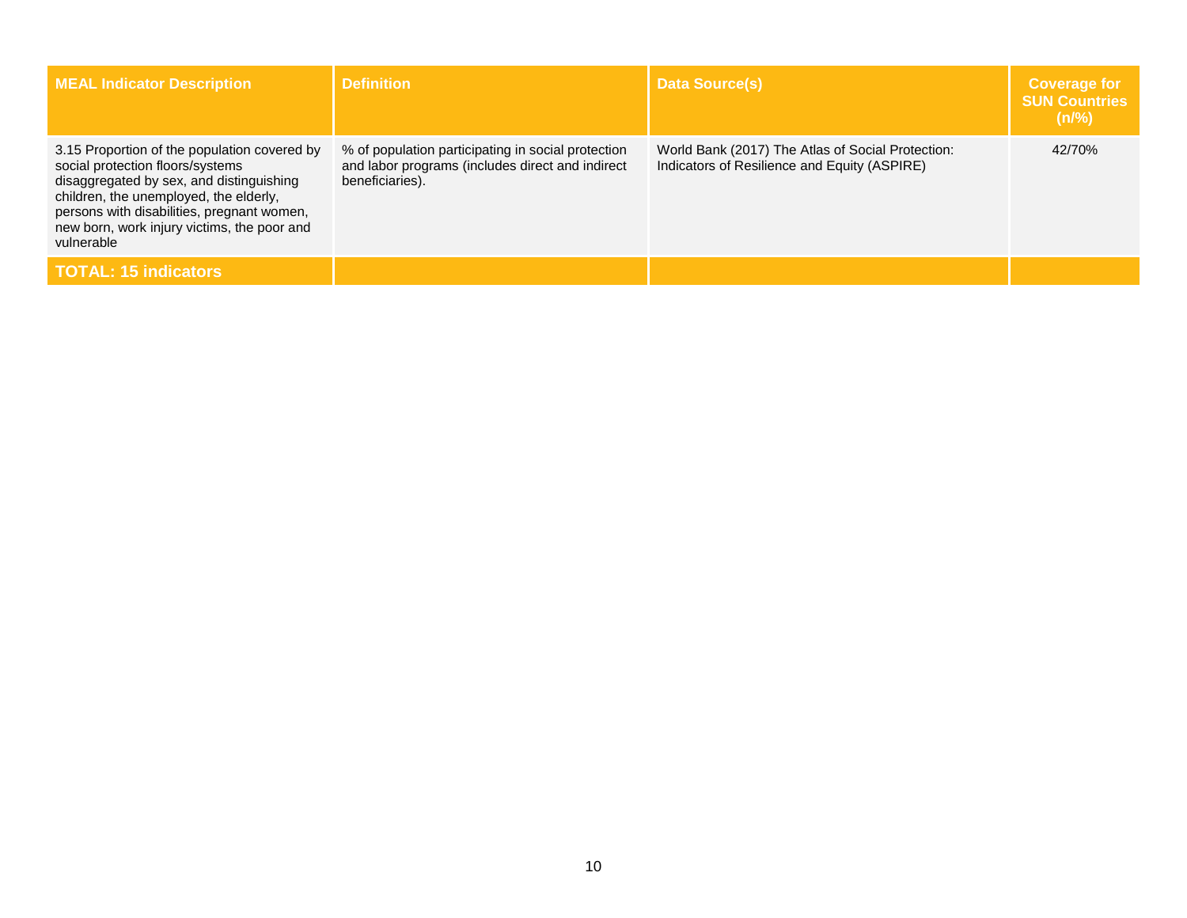| MEAL Indicator Description | Definition | Data Source(s) | Coverage for SUN Countries (n/%) |
| --- | --- | --- | --- |
| 3.15 Proportion of the population covered by social protection floors/systems disaggregated by sex, and distinguishing children, the unemployed, the elderly, persons with disabilities, pregnant women, new born, work injury victims, the poor and vulnerable | % of population participating in social protection and labor programs (includes direct and indirect beneficiaries). | World Bank (2017) The Atlas of Social Protection: Indicators of Resilience and Equity (ASPIRE) | 42/70% |
| **TOTAL: 15 indicators** | | | |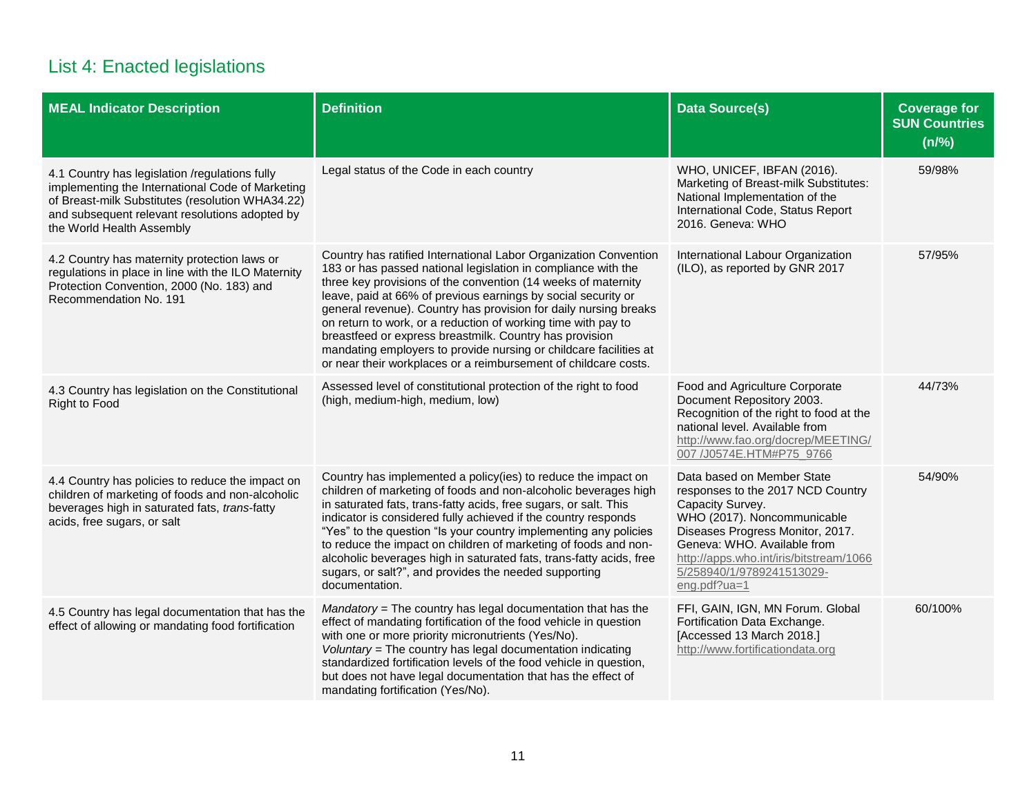## List 4: Enacted legislations

| MEAL Indicator Description | Definition | Data Source(s) | Coverage for SUN Countries (n/%) |
|---|---|---|---|
| 4.1 Country has legislation /regulations fully implementing the International Code of Marketing of Breast-milk Substitutes (resolution WHA34.22) and subsequent relevant resolutions adopted by the World Health Assembly | Legal status of the Code in each country | WHO, UNICEF, IBFAN (2016). Marketing of Breast-milk Substitutes: National Implementation of the International Code, Status Report 2016. Geneva: WHO | 59/98% |
| 4.2 Country has maternity protection laws or regulations in place in line with the ILO Maternity Protection Convention, 2000 (No. 183) and Recommendation No. 191 | Country has ratified International Labor Organization Convention 183 or has passed national legislation in compliance with the three key provisions of the convention (14 weeks of maternity leave, paid at 66% of previous earnings by social security or general revenue). Country has provision for daily nursing breaks on return to work, or a reduction of working time with pay to breastfeed or express breastmilk. Country has provision mandating employers to provide nursing or childcare facilities at or near their workplaces or a reimbursement of childcare costs. | International Labour Organization (ILO), as reported by GNR 2017 | 57/95% |
| 4.3 Country has legislation on the Constitutional Right to Food | Assessed level of constitutional protection of the right to food (high, medium-high, medium, low) | Food and Agriculture Corporate Document Repository 2003. Recognition of the right to food at the national level. Available from http://www.fao.org/docrep/MEETING/007 /J0574E.HTM#P75_9766 | 44/73% |
| 4.4 Country has policies to reduce the impact on children of marketing of foods and non-alcoholic beverages high in saturated fats, *trans*-fatty acids, free sugars, or salt | Country has implemented a policy(ies) to reduce the impact on children of marketing of foods and non-alcoholic beverages high in saturated fats, trans-fatty acids, free sugars, or salt. This indicator is considered fully achieved if the country responds "Yes" to the question "Is your country implementing any policies to reduce the impact on children of marketing of foods and non-alcoholic beverages high in saturated fats, trans-fatty acids, free sugars, or salt?", and provides the needed supporting documentation. | Data based on Member State responses to the 2017 NCD Country Capacity Survey. WHO (2017). Noncommunicable Diseases Progress Monitor, 2017. Geneva: WHO. Available from http://apps.who.int/iris/bitstream/10665/258940/1/9789241513029-eng.pdf?ua=1 | 54/90% |
| 4.5 Country has legal documentation that has the effect of allowing or mandating food fortification | *Mandatory* = The country has legal documentation that has the effect of mandating fortification of the food vehicle in question with one or more priority micronutrients (Yes/No). *Voluntary* = The country has legal documentation indicating standardized fortification levels of the food vehicle in question, but does not have legal documentation that has the effect of mandating fortification (Yes/No). | FFI, GAIN, IGN, MN Forum. Global Fortification Data Exchange. [Accessed 13 March 2018.] http://www.fortificationdata.org | 60/100% |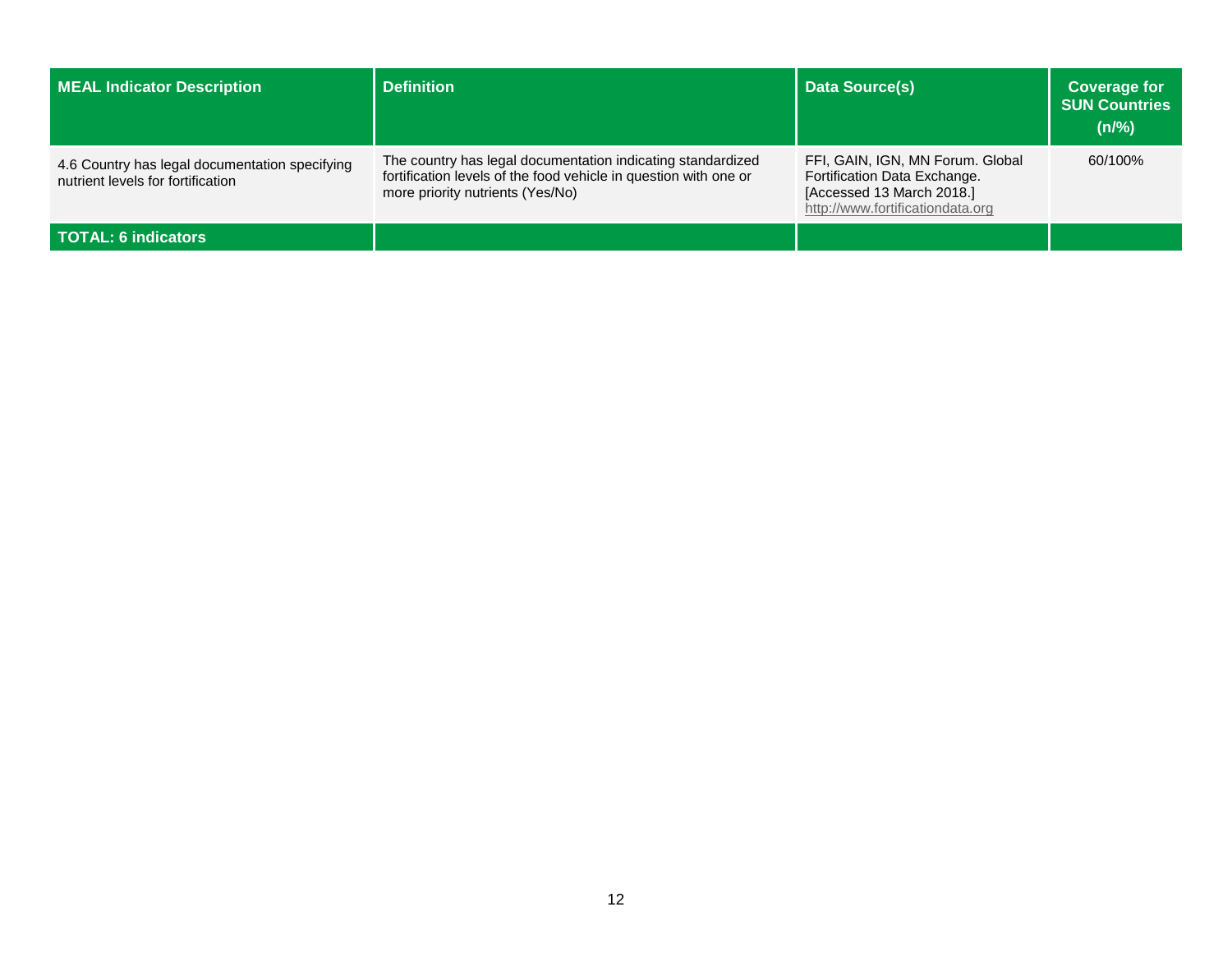| MEAL Indicator Description | Definition | Data Source(s) | Coverage for SUN Countries (n/%) |
| --- | --- | --- | --- |
| 4.6 Country has legal documentation specifying nutrient levels for fortification | The country has legal documentation indicating standardized fortification levels of the food vehicle in question with one or more priority nutrients (Yes/No) | FFI, GAIN, IGN, MN Forum. Global Fortification Data Exchange. [Accessed 13 March 2018.] http://www.fortificationdata.org | 60/100% |
| **TOTAL: 6 indicators** | | | |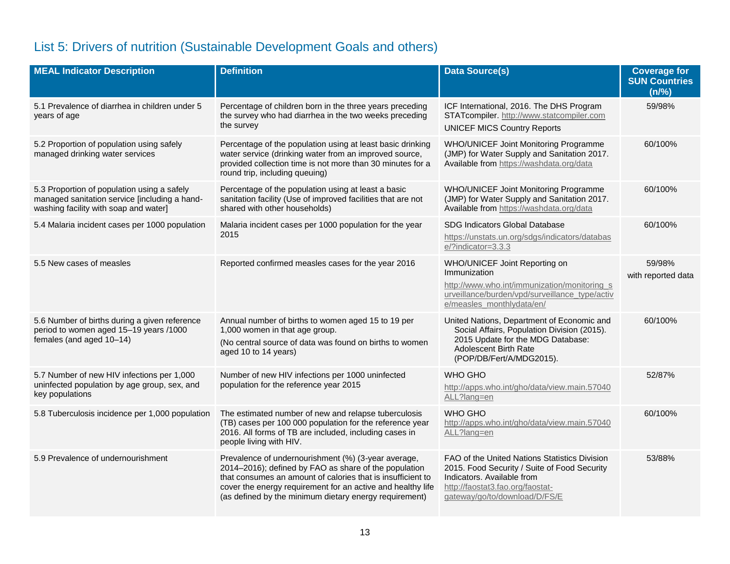## List 5: Drivers of nutrition (Sustainable Development Goals and others)

| MEAL Indicator Description | Definition | Data Source(s) | Coverage for SUN Countries (n/%) |
|---|---|---|---|
| 5.1 Prevalence of diarrhea in children under 5 years of age | Percentage of children born in the three years preceding the survey who had diarrhea in the two weeks preceding the survey | ICF International, 2016. The DHS Program STATcompiler. http://www.statcompiler.com<br>UNICEF MICS Country Reports | 59/98% |
| 5.2 Proportion of population using safely managed drinking water services | Percentage of the population using at least basic drinking water service (drinking water from an improved source, provided collection time is not more than 30 minutes for a round trip, including queuing) | WHO/UNICEF Joint Monitoring Programme (JMP) for Water Supply and Sanitation 2017. Available from https://washdata.org/data | 60/100% |
| 5.3 Proportion of population using a safely managed sanitation service [including a hand-washing facility with soap and water] | Percentage of the population using at least a basic sanitation facility (Use of improved facilities that are not shared with other households) | WHO/UNICEF Joint Monitoring Programme (JMP) for Water Supply and Sanitation 2017. Available from https://washdata.org/data | 60/100% |
| 5.4 Malaria incident cases per 1000 population | Malaria incident cases per 1000 population for the year 2015 | SDG Indicators Global Database<br>https://unstats.un.org/sdgs/indicators/database/?indicator=3.3.3 | 60/100% |
| 5.5 New cases of measles | Reported confirmed measles cases for the year 2016 | WHO/UNICEF Joint Reporting on Immunization<br>http://www.who.int/immunization/monitoring_surveillance/burden/vpd/surveillance_type/active/measles_monthlydata/en/ | 59/98%<br>with reported data |
| 5.6 Number of births during a given reference period to women aged 15–19 years /1000 females (and aged 10–14) | Annual number of births to women aged 15 to 19 per 1,000 women in that age group.<br>(No central source of data was found on births to women aged 10 to 14 years) | United Nations, Department of Economic and Social Affairs, Population Division (2015). 2015 Update for the MDG Database: Adolescent Birth Rate (POP/DB/Fert/A/MDG2015). | 60/100% |
| 5.7 Number of new HIV infections per 1,000 uninfected population by age group, sex, and key populations | Number of new HIV infections per 1000 uninfected population for the reference year 2015 | WHO GHO<br>http://apps.who.int/gho/data/view.main.57040ALL?lang=en | 52/87% |
| 5.8 Tuberculosis incidence per 1,000 population | The estimated number of new and relapse tuberculosis (TB) cases per 100 000 population for the reference year 2016. All forms of TB are included, including cases in people living with HIV. | WHO GHO<br>http://apps.who.int/gho/data/view.main.57040ALL?lang=en | 60/100% |
| 5.9 Prevalence of undernourishment | Prevalence of undernourishment (%) (3-year average, 2014–2016); defined by FAO as share of the population that consumes an amount of calories that is insufficient to cover the energy requirement for an active and healthy life (as defined by the minimum dietary energy requirement) | FAO of the United Nations Statistics Division 2015. Food Security / Suite of Food Security Indicators. Available from http://faostat3.fao.org/faostat-gateway/go/to/download/D/FS/E | 53/88% |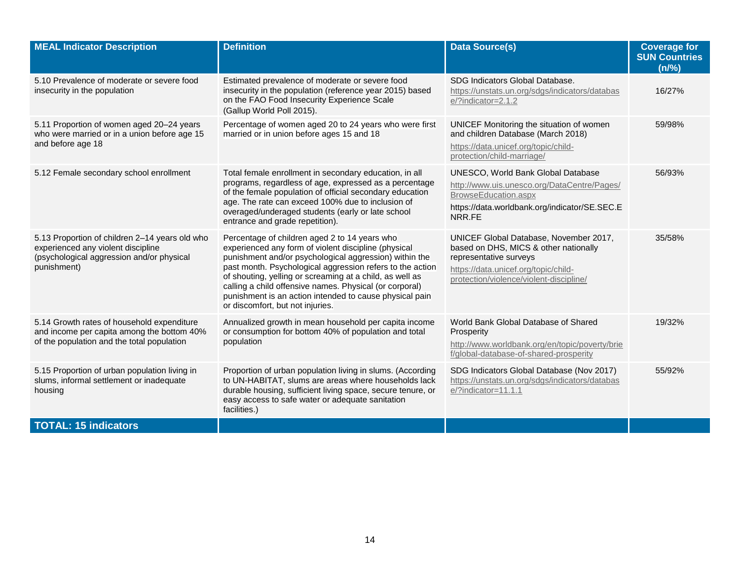| MEAL Indicator Description | Definition | Data Source(s) | Coverage for SUN Countries (n/%) |
|---|---|---|---|
| 5.10 Prevalence of moderate or severe food insecurity in the population | Estimated prevalence of moderate or severe food insecurity in the population (reference year 2015) based on the FAO Food Insecurity Experience Scale (Gallup World Poll 2015). | SDG Indicators Global Database. https://unstats.un.org/sdgs/indicators/database/?indicator=2.1.2 | 16/27% |
| 5.11 Proportion of women aged 20–24 years who were married or in a union before age 15 and before age 18 | Percentage of women aged 20 to 24 years who were first married or in union before ages 15 and 18 | UNICEF Monitoring the situation of women and children Database (March 2018) https://data.unicef.org/topic/child-protection/child-marriage/ | 59/98% |
| 5.12 Female secondary school enrollment | Total female enrollment in secondary education, in all programs, regardless of age, expressed as a percentage of the female population of official secondary education age. The rate can exceed 100% due to inclusion of overaged/underaged students (early or late school entrance and grade repetition). | UNESCO, World Bank Global Database http://www.uis.unesco.org/DataCentre/Pages/BrowseEducation.aspx https://data.worldbank.org/indicator/SE.SEC.ENRR.FE | 56/93% |
| 5.13 Proportion of children 2–14 years old who experienced any violent discipline (psychological aggression and/or physical punishment) | Percentage of children aged 2 to 14 years who experienced any form of violent discipline (physical punishment and/or psychological aggression) within the past month. Psychological aggression refers to the action of shouting, yelling or screaming at a child, as well as calling a child offensive names. Physical (or corporal) punishment is an action intended to cause physical pain or discomfort, but not injuries. | UNICEF Global Database, November 2017, based on DHS, MICS & other nationally representative surveys https://data.unicef.org/topic/child-protection/violence/violent-discipline/ | 35/58% |
| 5.14 Growth rates of household expenditure and income per capita among the bottom 40% of the population and the total population | Annualized growth in mean household per capita income or consumption for bottom 40% of population and total population | World Bank Global Database of Shared Prosperity http://www.worldbank.org/en/topic/poverty/brief/global-database-of-shared-prosperity | 19/32% |
| 5.15 Proportion of urban population living in slums, informal settlement or inadequate housing | Proportion of urban population living in slums. (According to UN-HABITAT, slums are areas where households lack durable housing, sufficient living space, secure tenure, or easy access to safe water or adequate sanitation facilities.) | SDG Indicators Global Database (Nov 2017) https://unstats.un.org/sdgs/indicators/database/?indicator=11.1.1 | 55/92% |
| **TOTAL: 15 indicators** | | | |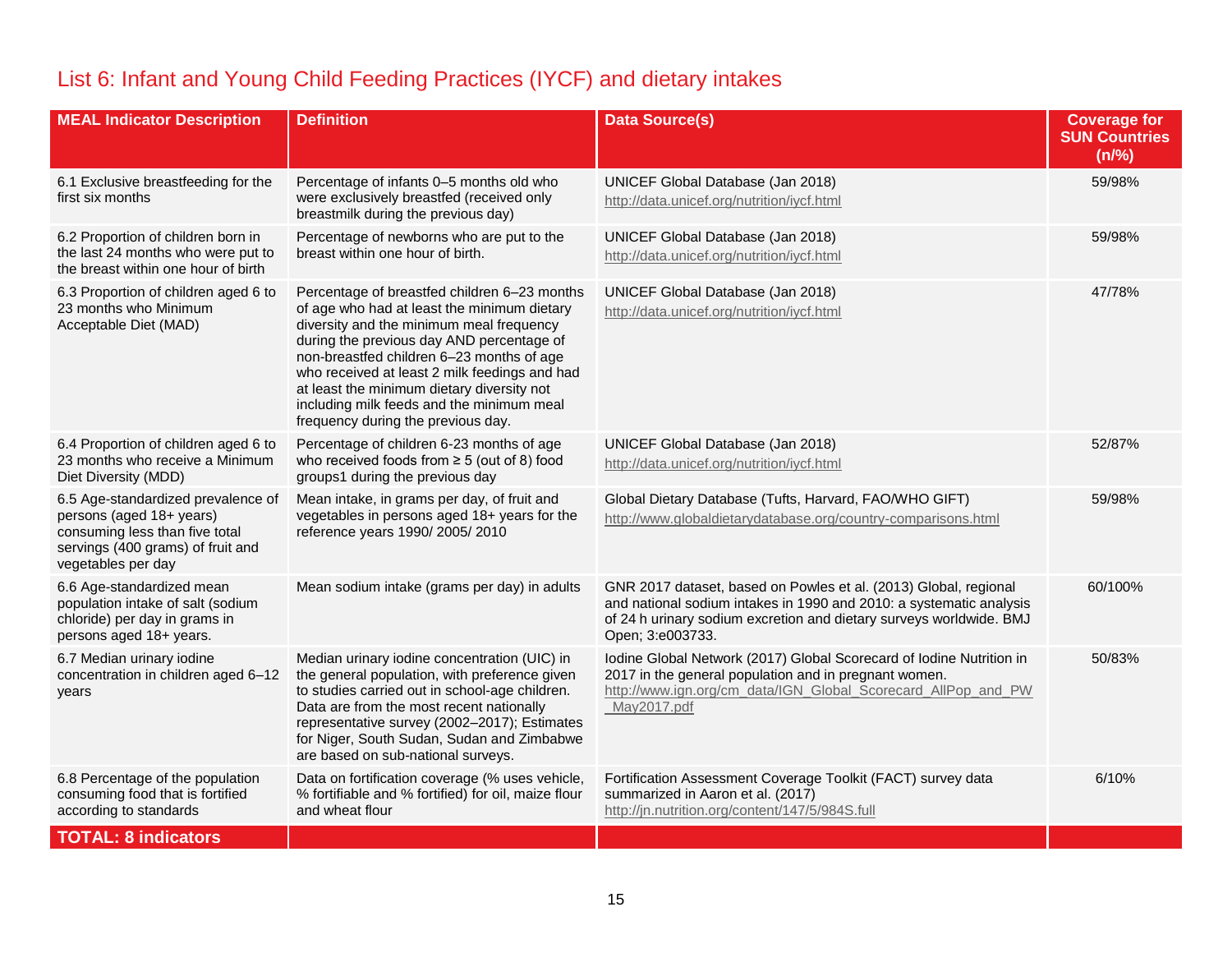## List 6: Infant and Young Child Feeding Practices (IYCF) and dietary intakes

| MEAL Indicator Description | Definition | Data Source(s) | Coverage for SUN Countries (n/%) |
|---|---|---|---|
| 6.1 Exclusive breastfeeding for the first six months | Percentage of infants 0–5 months old who were exclusively breastfed (received only breastmilk during the previous day) | UNICEF Global Database (Jan 2018) http://data.unicef.org/nutrition/iycf.html | 59/98% |
| 6.2 Proportion of children born in the last 24 months who were put to the breast within one hour of birth | Percentage of newborns who are put to the breast within one hour of birth. | UNICEF Global Database (Jan 2018) http://data.unicef.org/nutrition/iycf.html | 59/98% |
| 6.3 Proportion of children aged 6 to 23 months who Minimum Acceptable Diet (MAD) | Percentage of breastfed children 6–23 months of age who had at least the minimum dietary diversity and the minimum meal frequency during the previous day AND percentage of non-breastfed children 6–23 months of age who received at least 2 milk feedings and had at least the minimum dietary diversity not including milk feeds and the minimum meal frequency during the previous day. | UNICEF Global Database (Jan 2018) http://data.unicef.org/nutrition/iycf.html | 47/78% |
| 6.4 Proportion of children aged 6 to 23 months who receive a Minimum Diet Diversity (MDD) | Percentage of children 6-23 months of age who received foods from ≥ 5 (out of 8) food groups1 during the previous day | UNICEF Global Database (Jan 2018) http://data.unicef.org/nutrition/iycf.html | 52/87% |
| 6.5 Age-standardized prevalence of persons (aged 18+ years) consuming less than five total servings (400 grams) of fruit and vegetables per day | Mean intake, in grams per day, of fruit and vegetables in persons aged 18+ years for the reference years 1990/ 2005/ 2010 | Global Dietary Database (Tufts, Harvard, FAO/WHO GIFT) http://www.globaldietarydatabase.org/country-comparisons.html | 59/98% |
| 6.6 Age-standardized mean population intake of salt (sodium chloride) per day in grams in persons aged 18+ years. | Mean sodium intake (grams per day) in adults | GNR 2017 dataset, based on Powles et al. (2013) Global, regional and national sodium intakes in 1990 and 2010: a systematic analysis of 24 h urinary sodium excretion and dietary surveys worldwide. BMJ Open; 3:e003733. | 60/100% |
| 6.7 Median urinary iodine concentration in children aged 6–12 years | Median urinary iodine concentration (UIC) in the general population, with preference given to studies carried out in school-age children. Data are from the most recent nationally representative survey (2002–2017); Estimates for Niger, South Sudan, Sudan and Zimbabwe are based on sub-national surveys. | Iodine Global Network (2017) Global Scorecard of Iodine Nutrition in 2017 in the general population and in pregnant women. http://www.ign.org/cm_data/IGN_Global_Scorecard_AllPop_and_PW_May2017.pdf | 50/83% |
| 6.8 Percentage of the population consuming food that is fortified according to standards | Data on fortification coverage (% uses vehicle, % fortifiable and % fortified) for oil, maize flour and wheat flour | Fortification Assessment Coverage Toolkit (FACT) survey data summarized in Aaron et al. (2017) http://jn.nutrition.org/content/147/5/984S.full | 6/10% |
| **TOTAL: 8 indicators** | | | |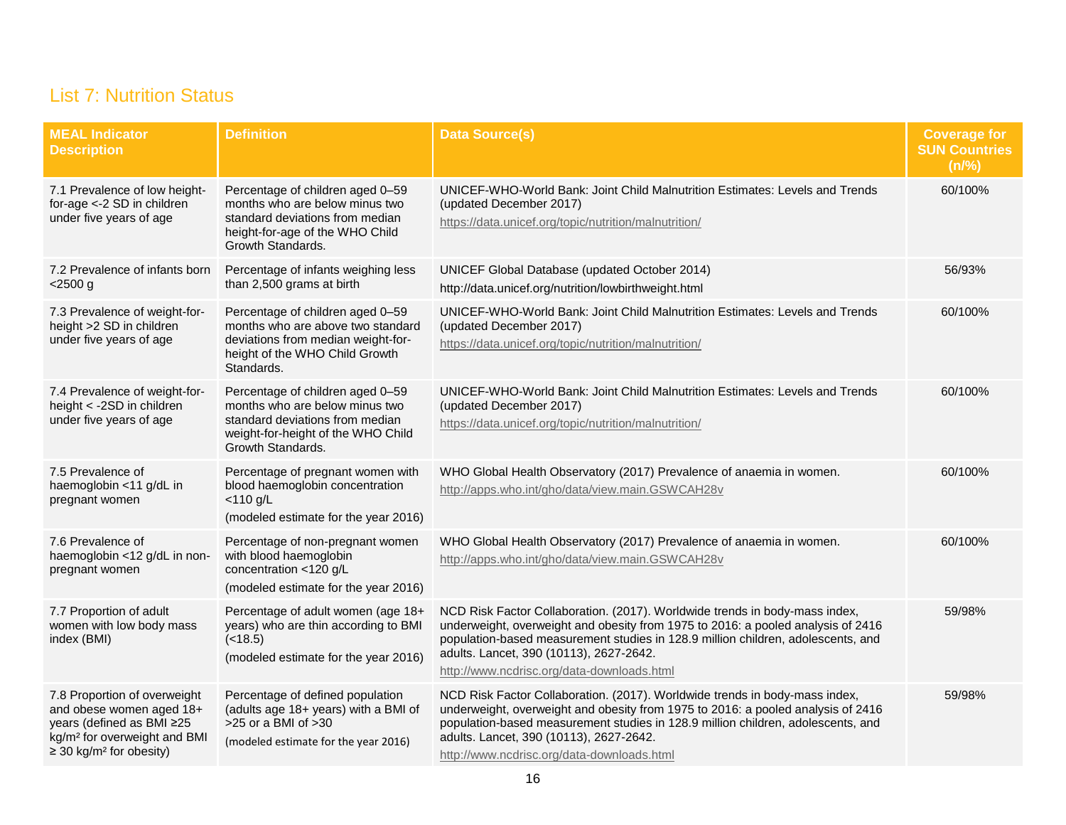## List 7: Nutrition Status

| MEAL Indicator Description | Definition | Data Source(s) | Coverage for SUN Countries (n/%) |
|---|---|---|---|
| 7.1 Prevalence of low height-for-age <-2 SD in children under five years of age | Percentage of children aged 0–59 months who are below minus two standard deviations from median height-for-age of the WHO Child Growth Standards. | UNICEF-WHO-World Bank: Joint Child Malnutrition Estimates: Levels and Trends (updated December 2017) https://data.unicef.org/topic/nutrition/malnutrition/ | 60/100% |
| 7.2 Prevalence of infants born <2500 g | Percentage of infants weighing less than 2,500 grams at birth | UNICEF Global Database (updated October 2014) http://data.unicef.org/nutrition/lowbirthweight.html | 56/93% |
| 7.3 Prevalence of weight-for-height >2 SD in children under five years of age | Percentage of children aged 0–59 months who are above two standard deviations from median weight-for-height of the WHO Child Growth Standards. | UNICEF-WHO-World Bank: Joint Child Malnutrition Estimates: Levels and Trends (updated December 2017) https://data.unicef.org/topic/nutrition/malnutrition/ | 60/100% |
| 7.4 Prevalence of weight-for-height < -2SD in children under five years of age | Percentage of children aged 0–59 months who are below minus two standard deviations from median weight-for-height of the WHO Child Growth Standards. | UNICEF-WHO-World Bank: Joint Child Malnutrition Estimates: Levels and Trends (updated December 2017) https://data.unicef.org/topic/nutrition/malnutrition/ | 60/100% |
| 7.5 Prevalence of haemoglobin <11 g/dL in pregnant women | Percentage of pregnant women with blood haemoglobin concentration <110 g/L (modeled estimate for the year 2016) | WHO Global Health Observatory (2017) Prevalence of anaemia in women. http://apps.who.int/gho/data/view.main.GSWCAH28v | 60/100% |
| 7.6 Prevalence of haemoglobin <12 g/dL in non-pregnant women | Percentage of non-pregnant women with blood haemoglobin concentration <120 g/L (modeled estimate for the year 2016) | WHO Global Health Observatory (2017) Prevalence of anaemia in women. http://apps.who.int/gho/data/view.main.GSWCAH28v | 60/100% |
| 7.7 Proportion of adult women with low body mass index (BMI) | Percentage of adult women (age 18+ years) who are thin according to BMI (<18.5) (modeled estimate for the year 2016) | NCD Risk Factor Collaboration. (2017). Worldwide trends in body-mass index, underweight, overweight and obesity from 1975 to 2016: a pooled analysis of 2416 population-based measurement studies in 128.9 million children, adolescents, and adults. Lancet, 390 (10113), 2627-2642. http://www.ncdrisc.org/data-downloads.html | 59/98% |
| 7.8 Proportion of overweight and obese women aged 18+ years (defined as BMI ≥25 kg/m² for overweight and BMI ≥ 30 kg/m² for obesity) | Percentage of defined population (adults age 18+ years) with a BMI of >25 or a BMI of >30 (modeled estimate for the year 2016) | NCD Risk Factor Collaboration. (2017). Worldwide trends in body-mass index, underweight, overweight and obesity from 1975 to 2016: a pooled analysis of 2416 population-based measurement studies in 128.9 million children, adolescents, and adults. Lancet, 390 (10113), 2627-2642. http://www.ncdrisc.org/data-downloads.html | 59/98% |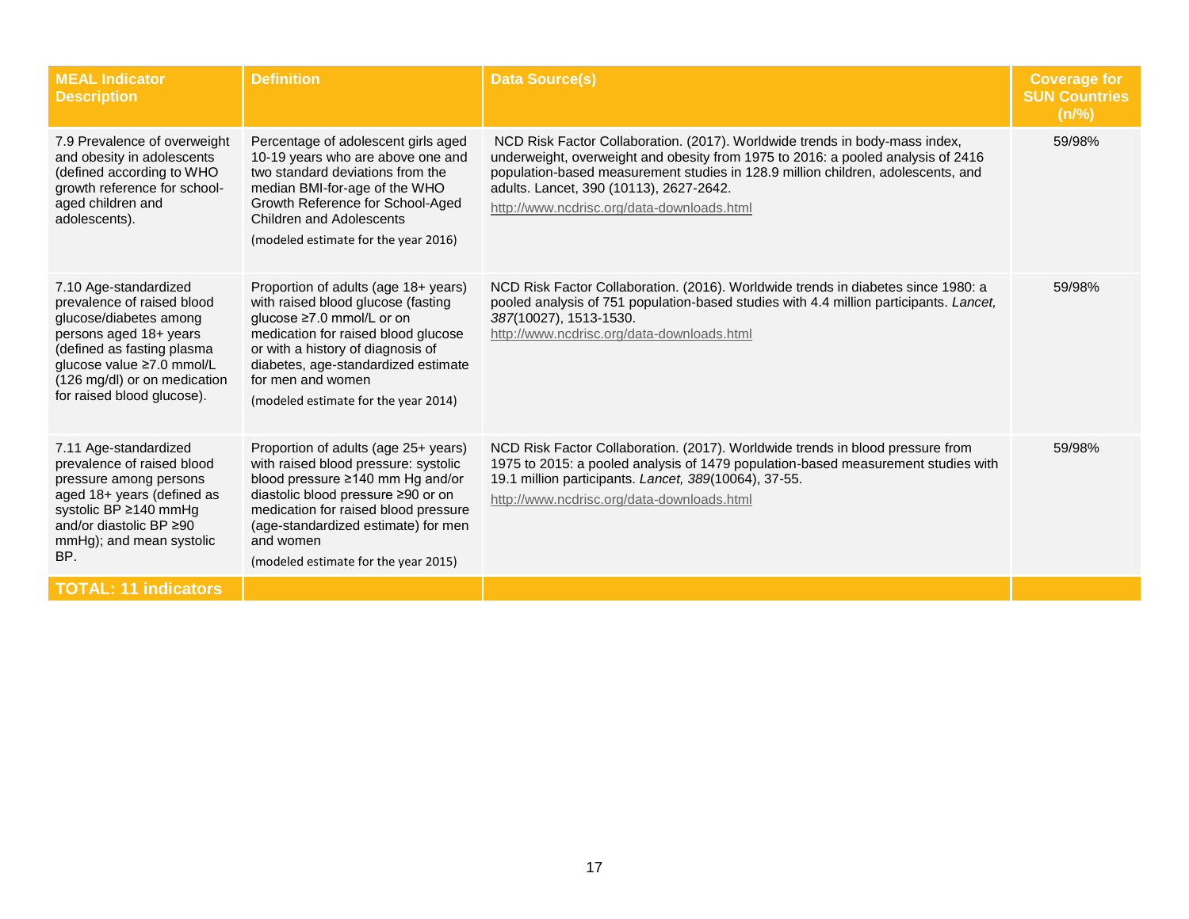| MEAL Indicator Description | Definition | Data Source(s) | Coverage for SUN Countries (n/%) |
|---|---|---|---|
| 7.9 Prevalence of overweight and obesity in adolescents (defined according to WHO growth reference for school-aged children and adolescents). | Percentage of adolescent girls aged 10-19 years who are above one and two standard deviations from the median BMI-for-age of the WHO Growth Reference for School-Aged Children and Adolescents (modeled estimate for the year 2016) | NCD Risk Factor Collaboration. (2017). Worldwide trends in body-mass index, underweight, overweight and obesity from 1975 to 2016: a pooled analysis of 2416 population-based measurement studies in 128.9 million children, adolescents, and adults. Lancet, 390 (10113), 2627-2642. http://www.ncdrisc.org/data-downloads.html | 59/98% |
| 7.10 Age-standardized prevalence of raised blood glucose/diabetes among persons aged 18+ years (defined as fasting plasma glucose value ≥7.0 mmol/L (126 mg/dl) or on medication for raised blood glucose). | Proportion of adults (age 18+ years) with raised blood glucose (fasting glucose ≥7.0 mmol/L or on medication for raised blood glucose or with a history of diagnosis of diabetes, age-standardized estimate for men and women (modeled estimate for the year 2014) | NCD Risk Factor Collaboration. (2016). Worldwide trends in diabetes since 1980: a pooled analysis of 751 population-based studies with 4.4 million participants. *Lancet, 387*(10027), 1513-1530. http://www.ncdrisc.org/data-downloads.html | 59/98% |
| 7.11 Age-standardized prevalence of raised blood pressure among persons aged 18+ years (defined as systolic BP ≥140 mmHg and/or diastolic BP ≥90 mmHg); and mean systolic BP. | Proportion of adults (age 25+ years) with raised blood pressure: systolic blood pressure ≥140 mm Hg and/or diastolic blood pressure ≥90 or on medication for raised blood pressure (age-standardized estimate) for men and women (modeled estimate for the year 2015) | NCD Risk Factor Collaboration. (2017). Worldwide trends in blood pressure from 1975 to 2015: a pooled analysis of 1479 population-based measurement studies with 19.1 million participants. *Lancet, 389*(10064), 37-55. http://www.ncdrisc.org/data-downloads.html | 59/98% |
| **TOTAL: 11 indicators** | | | |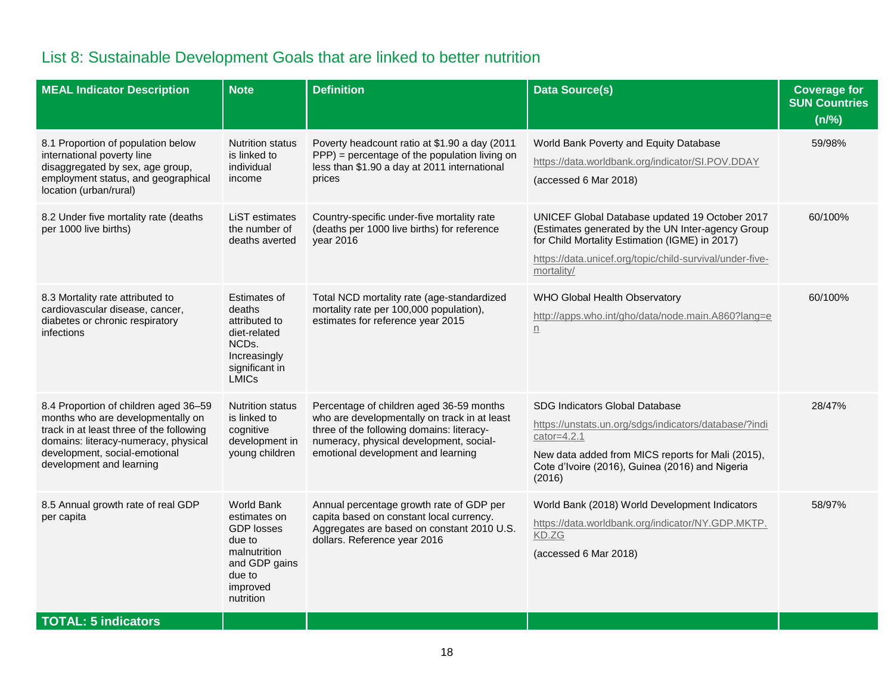## List 8: Sustainable Development Goals that are linked to better nutrition

| MEAL Indicator Description | Note | Definition | Data Source(s) | Coverage for SUN Countries (n/%) |
|---|---|---|---|---|
| 8.1 Proportion of population below international poverty line disaggregated by sex, age group, employment status, and geographical location (urban/rural) | Nutrition status is linked to individual income | Poverty headcount ratio at $1.90 a day (2011 PPP) = percentage of the population living on less than $1.90 a day at 2011 international prices | World Bank Poverty and Equity Database<br>https://data.worldbank.org/indicator/SI.POV.DDAY<br>(accessed 6 Mar 2018) | 59/98% |
| 8.2 Under five mortality rate (deaths per 1000 live births) | LiST estimates the number of deaths averted | Country-specific under-five mortality rate (deaths per 1000 live births) for reference year 2016 | UNICEF Global Database updated 19 October 2017 (Estimates generated by the UN Inter-agency Group for Child Mortality Estimation (IGME) in 2017)<br>https://data.unicef.org/topic/child-survival/under-five-mortality/ | 60/100% |
| 8.3 Mortality rate attributed to cardiovascular disease, cancer, diabetes or chronic respiratory infections | Estimates of deaths attributed to diet-related NCDs. Increasingly significant in LMICs | Total NCD mortality rate (age-standardized mortality rate per 100,000 population), estimates for reference year 2015 | WHO Global Health Observatory<br>http://apps.who.int/gho/data/node.main.A860?lang=en | 60/100% |
| 8.4 Proportion of children aged 36–59 months who are developmentally on track in at least three of the following domains: literacy-numeracy, physical development, social-emotional development and learning | Nutrition status is linked to cognitive development in young children | Percentage of children aged 36-59 months who are developmentally on track in at least three of the following domains: literacy-numeracy, physical development, social-emotional development and learning | SDG Indicators Global Database<br>https://unstats.un.org/sdgs/indicators/database/?indicator=4.2.1<br>New data added from MICS reports for Mali (2015), Cote d'Ivoire (2016), Guinea (2016) and Nigeria (2016) | 28/47% |
| 8.5 Annual growth rate of real GDP per capita | World Bank estimates on GDP losses due to malnutrition and GDP gains due to improved nutrition | Annual percentage growth rate of GDP per capita based on constant local currency. Aggregates are based on constant 2010 U.S. dollars. Reference year 2016 | World Bank (2018) World Development Indicators<br>https://data.worldbank.org/indicator/NY.GDP.MKTP.KD.ZG<br>(accessed 6 Mar 2018) | 58/97% |
| **TOTAL: 5 indicators** | | | | |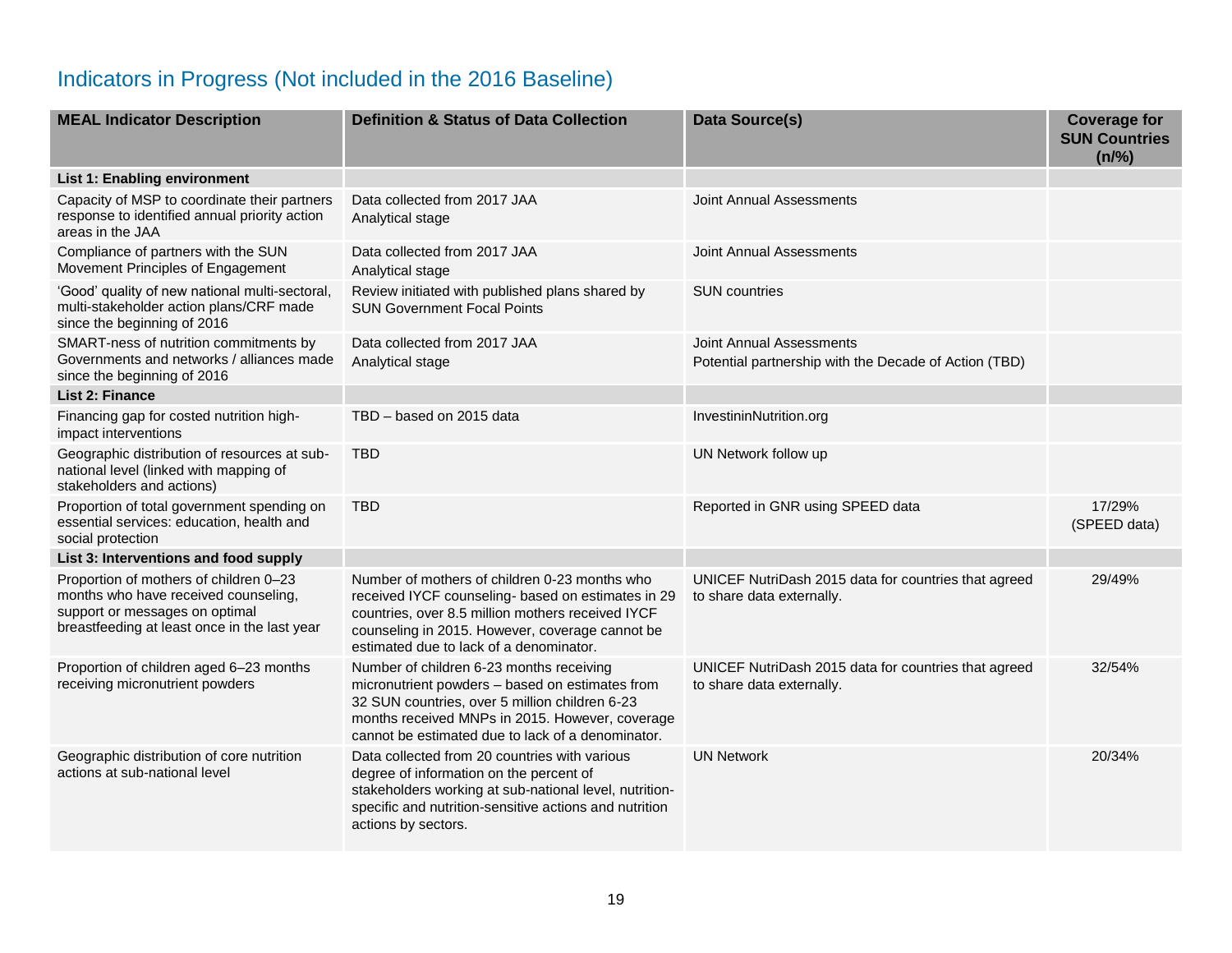## Indicators in Progress (Not included in the 2016 Baseline)

| MEAL Indicator Description | Definition & Status of Data Collection | Data Source(s) | Coverage for SUN Countries (n/%) |
|---|---|---|---|
| **List 1: Enabling environment** | | | |
| Capacity of MSP to coordinate their partners response to identified annual priority action areas in the JAA | Data collected from 2017 JAA<br>Analytical stage | Joint Annual Assessments | |
| Compliance of partners with the SUN Movement Principles of Engagement | Data collected from 2017 JAA<br>Analytical stage | Joint Annual Assessments | |
| 'Good' quality of new national multi-sectoral, multi-stakeholder action plans/CRF made since the beginning of 2016 | Review initiated with published plans shared by SUN Government Focal Points | SUN countries | |
| SMART-ness of nutrition commitments by Governments and networks / alliances made since the beginning of 2016 | Data collected from 2017 JAA<br>Analytical stage | Joint Annual Assessments<br>Potential partnership with the Decade of Action (TBD) | |
| **List 2: Finance** | | | |
| Financing gap for costed nutrition high-impact interventions | TBD – based on 2015 data | InvestininNutrition.org | |
| Geographic distribution of resources at sub-national level (linked with mapping of stakeholders and actions) | TBD | UN Network follow up | |
| Proportion of total government spending on essential services: education, health and social protection | TBD | Reported in GNR using SPEED data | 17/29%<br>(SPEED data) |
| **List 3: Interventions and food supply** | | | |
| Proportion of mothers of children 0–23 months who have received counseling, support or messages on optimal breastfeeding at least once in the last year | Number of mothers of children 0-23 months who received IYCF counseling- based on estimates in 29 countries, over 8.5 million mothers received IYCF counseling in 2015. However, coverage cannot be estimated due to lack of a denominator. | UNICEF NutriDash 2015 data for countries that agreed to share data externally. | 29/49% |
| Proportion of children aged 6–23 months receiving micronutrient powders | Number of children 6-23 months receiving micronutrient powders – based on estimates from 32 SUN countries, over 5 million children 6-23 months received MNPs in 2015. However, coverage cannot be estimated due to lack of a denominator. | UNICEF NutriDash 2015 data for countries that agreed to share data externally. | 32/54% |
| Geographic distribution of core nutrition actions at sub-national level | Data collected from 20 countries with various degree of information on the percent of stakeholders working at sub-national level, nutrition-specific and nutrition-sensitive actions and nutrition actions by sectors. | UN Network | 20/34% |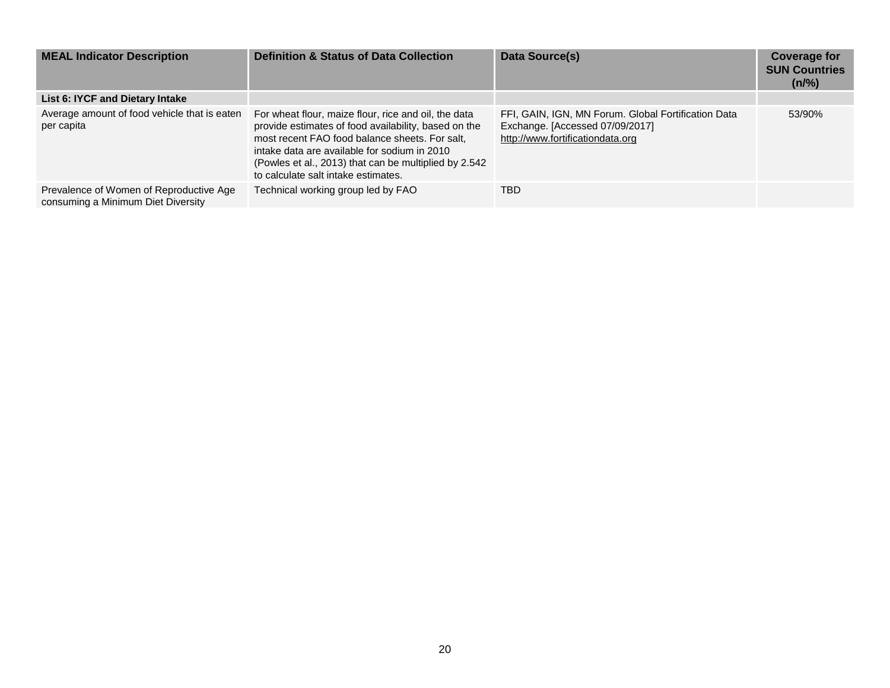| MEAL Indicator Description | Definition & Status of Data Collection | Data Source(s) | Coverage for SUN Countries (n/%) |
|---|---|---|---|
| **List 6: IYCF and Dietary Intake** | | | |
| Average amount of food vehicle that is eaten per capita | For wheat flour, maize flour, rice and oil, the data provide estimates of food availability, based on the most recent FAO food balance sheets. For salt, intake data are available for sodium in 2010 (Powles et al., 2013) that can be multiplied by 2.542 to calculate salt intake estimates. | FFI, GAIN, IGN, MN Forum. Global Fortification Data Exchange. [Accessed 07/09/2017] http://www.fortificationdata.org | 53/90% |
| Prevalence of Women of Reproductive Age consuming a Minimum Diet Diversity | Technical working group led by FAO | TBD | |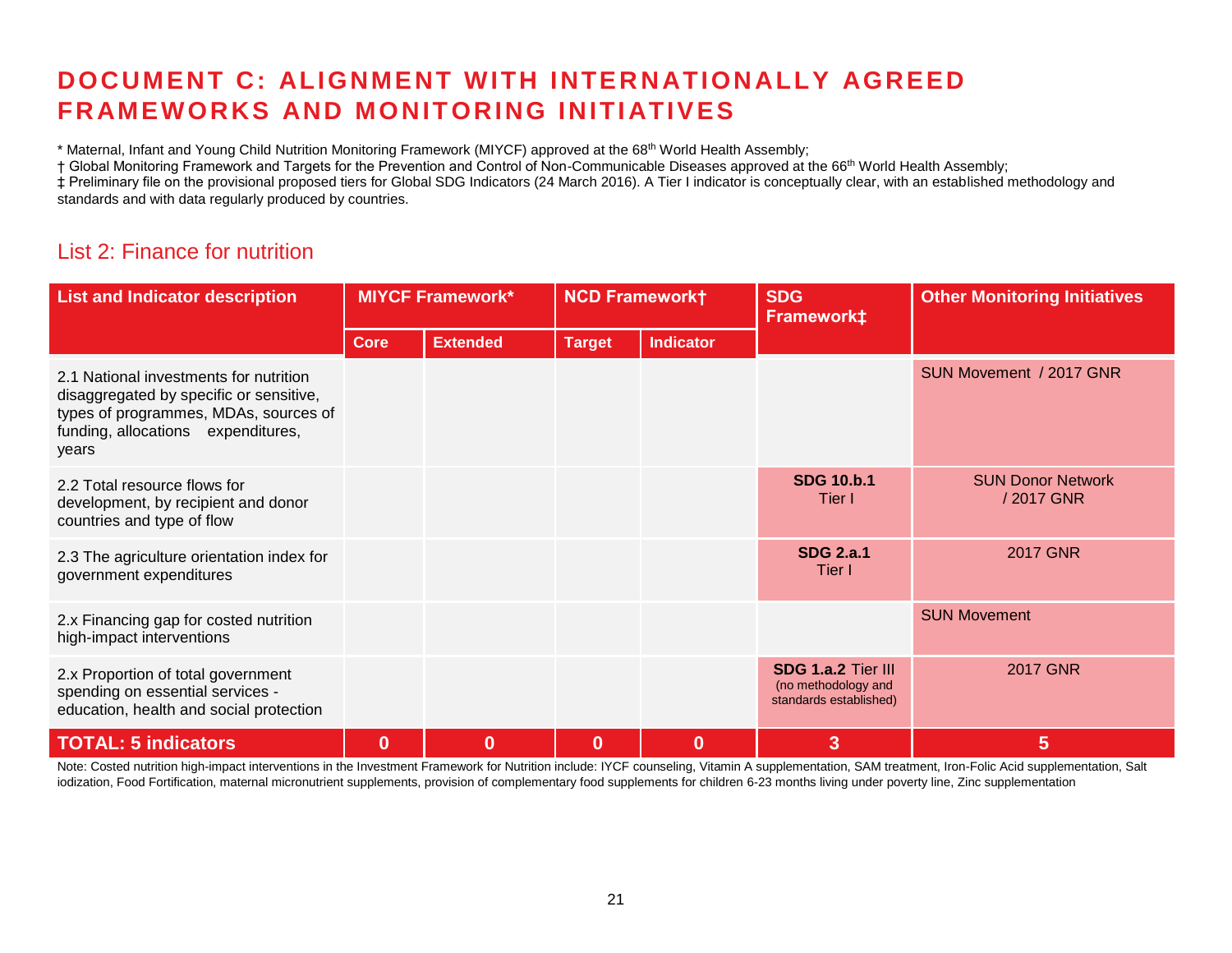# DOCUMENT C: ALIGNMENT WITH INTERNATIONALLY AGREED FRAMEWORKS AND MONITORING INITIATIVES

* Maternal, Infant and Young Child Nutrition Monitoring Framework (MIYCF) approved at the 68th World Health Assembly;
† Global Monitoring Framework and Targets for the Prevention and Control of Non-Communicable Diseases approved at the 66th World Health Assembly;
‡ Preliminary file on the provisional proposed tiers for Global SDG Indicators (24 March 2016). A Tier I indicator is conceptually clear, with an established methodology and standards and with data regularly produced by countries.

## List 2: Finance for nutrition

| List and Indicator description | MIYCF Framework* | | NCD Framework† | | SDG Framework‡ | Other Monitoring Initiatives |
|---|---|---|---|---|---|---|
| | Core | Extended | Target | Indicator | | |
| 2.1 National investments for nutrition disaggregated by specific or sensitive, types of programmes, MDAs, sources of funding, allocations expenditures, years | | | | | | SUN Movement / 2017 GNR |
| 2.2 Total resource flows for development, by recipient and donor countries and type of flow | | | | | **SDG 10.b.1** Tier I | SUN Donor Network / 2017 GNR |
| 2.3 The agriculture orientation index for government expenditures | | | | | **SDG 2.a.1** Tier I | 2017 GNR |
| 2.x Financing gap for costed nutrition high-impact interventions | | | | | | SUN Movement |
| 2.x Proportion of total government spending on essential services - education, health and social protection | | | | | **SDG 1.a.2** Tier III (no methodology and standards established) | 2017 GNR |
| **TOTAL: 5 indicators** | **0** | **0** | **0** | **0** | **3** | **5** |

Note: Costed nutrition high-impact interventions in the Investment Framework for Nutrition include: IYCF counseling, Vitamin A supplementation, SAM treatment, Iron-Folic Acid supplementation, Salt iodization, Food Fortification, maternal micronutrient supplements, provision of complementary food supplements for children 6-23 months living under poverty line, Zinc supplementation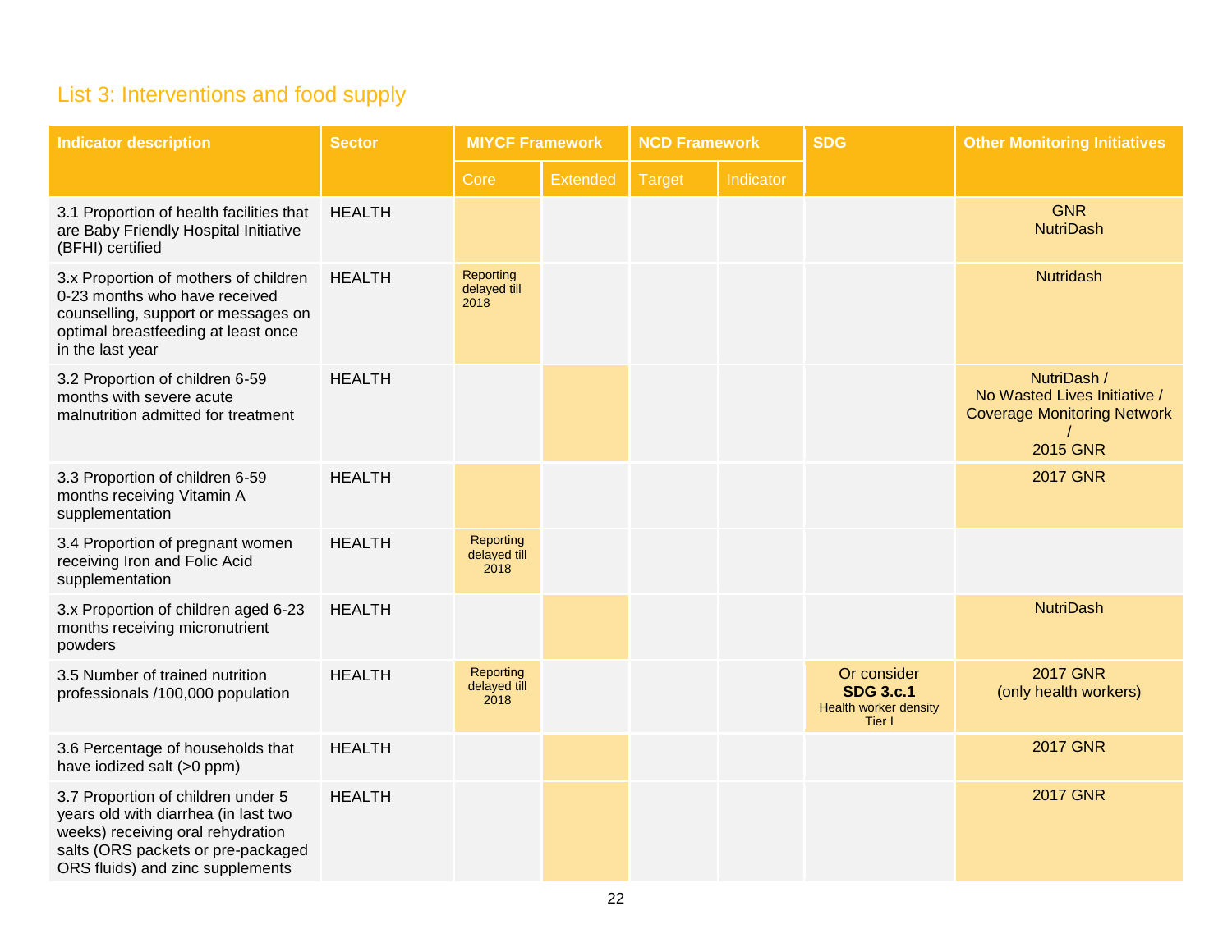## List 3: Interventions and food supply

| Indicator description | Sector | MIYCF Framework | | NCD Framework | | SDG | Other Monitoring Initiatives |
|---|---|---|---|---|---|---|---|
| | | Core | Extended | Target | Indicator | | |
| 3.1 Proportion of health facilities that are Baby Friendly Hospital Initiative (BFHI) certified | HEALTH | | | | | | GNR NutriDash |
| 3.x Proportion of mothers of children 0-23 months who have received counselling, support or messages on optimal breastfeeding at least once in the last year | HEALTH | Reporting delayed till 2018 | | | | | Nutridash |
| 3.2 Proportion of children 6-59 months with severe acute malnutrition admitted for treatment | HEALTH | | | | | | NutriDash / No Wasted Lives Initiative / Coverage Monitoring Network / 2015 GNR |
| 3.3 Proportion of children 6-59 months receiving Vitamin A supplementation | HEALTH | | | | | | 2017 GNR |
| 3.4 Proportion of pregnant women receiving Iron and Folic Acid supplementation | HEALTH | Reporting delayed till 2018 | | | | | |
| 3.x Proportion of children aged 6-23 months receiving micronutrient powders | HEALTH | | | | | | NutriDash |
| 3.5 Number of trained nutrition professionals /100,000 population | HEALTH | Reporting delayed till 2018 | | | | Or consider **SDG 3.c.1** Health worker density Tier I | 2017 GNR (only health workers) |
| 3.6 Percentage of households that have iodized salt (>0 ppm) | HEALTH | | | | | | 2017 GNR |
| 3.7 Proportion of children under 5 years old with diarrhea (in last two weeks) receiving oral rehydration salts (ORS packets or pre-packaged ORS fluids) and zinc supplements | HEALTH | | | | | | 2017 GNR |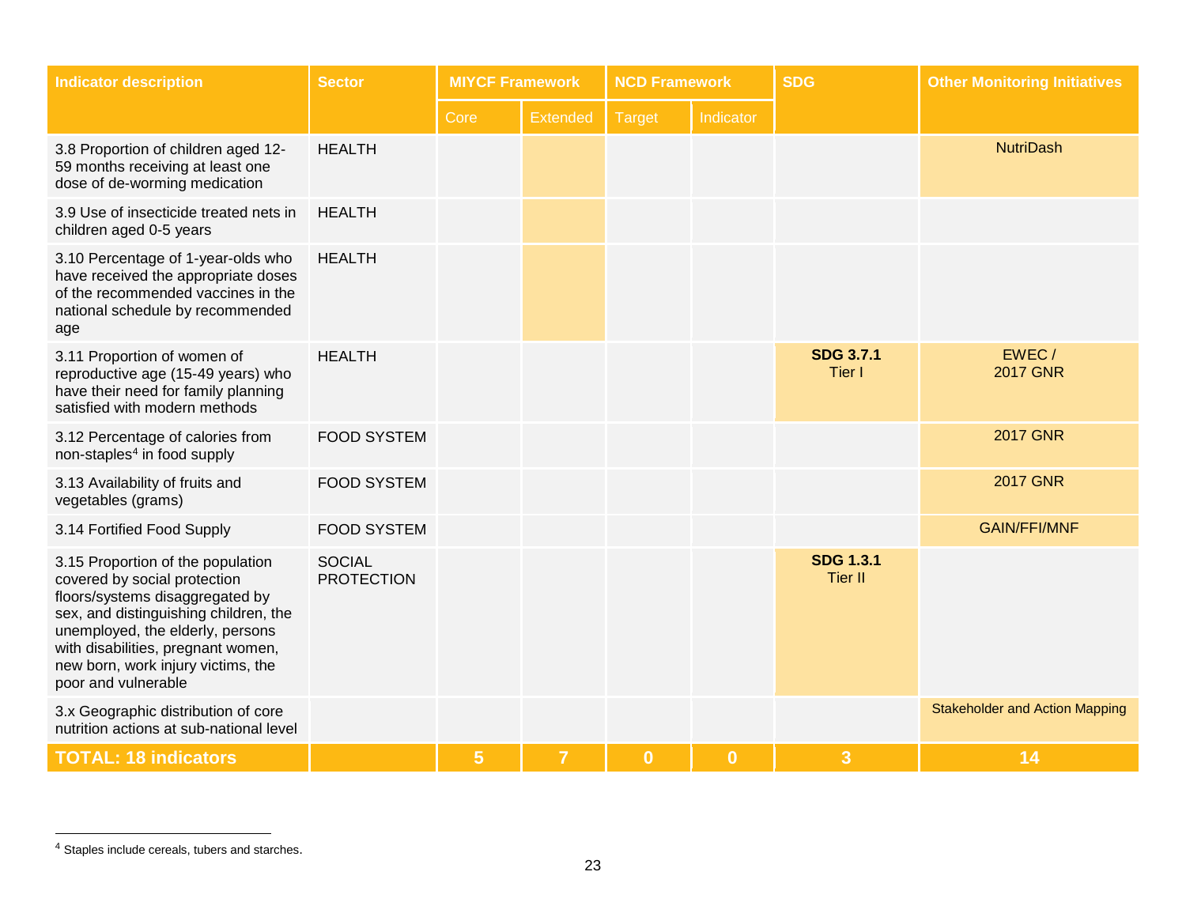| Indicator description | Sector | MIYCF Framework | | NCD Framework | | SDG | Other Monitoring Initiatives |
|---|---|---|---|---|---|---|---|
| | | Core | Extended | Target | Indicator | | |
| 3.8 Proportion of children aged 12-59 months receiving at least one dose of de-worming medication | HEALTH | | | | | | NutriDash |
| 3.9 Use of insecticide treated nets in children aged 0-5 years | HEALTH | | | | | | |
| 3.10 Percentage of 1-year-olds who have received the appropriate doses of the recommended vaccines in the national schedule by recommended age | HEALTH | | | | | | |
| 3.11 Proportion of women of reproductive age (15-49 years) who have their need for family planning satisfied with modern methods | HEALTH | | | | | **SDG 3.7.1** Tier I | EWEC / 2017 GNR |
| 3.12 Percentage of calories from non-staples[4] in food supply | FOOD SYSTEM | | | | | | 2017 GNR |
| 3.13 Availability of fruits and vegetables (grams) | FOOD SYSTEM | | | | | | 2017 GNR |
| 3.14 Fortified Food Supply | FOOD SYSTEM | | | | | | GAIN/FFI/MNF |
| 3.15 Proportion of the population covered by social protection floors/systems disaggregated by sex, and distinguishing children, the unemployed, the elderly, persons with disabilities, pregnant women, new born, work injury victims, the poor and vulnerable | SOCIAL PROTECTION | | | | | **SDG 1.3.1** Tier II | |
| 3.x Geographic distribution of core nutrition actions at sub-national level | | | | | | | Stakeholder and Action Mapping |
| **TOTAL: 18 indicators** | | **5** | **7** | **0** | **0** | **3** | **14** |

[4] Staples include cereals, tubers and starches.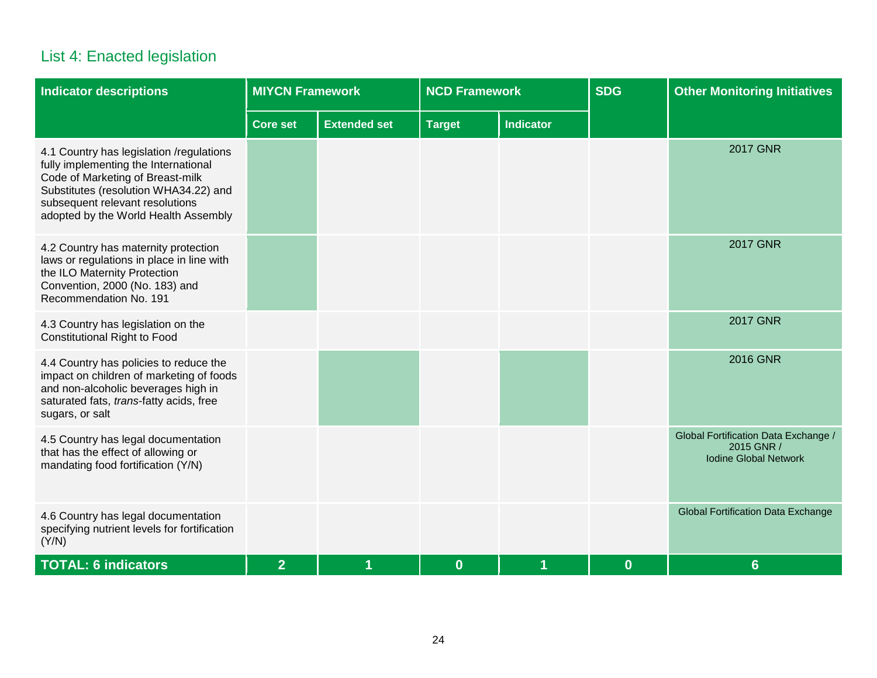## List 4: Enacted legislation

| Indicator descriptions | MIYCN Framework | | NCD Framework | | SDG | Other Monitoring Initiatives |
|---|---|---|---|---|---|---|
| | Core set | Extended set | Target | Indicator | | |
| 4.1 Country has legislation /regulations fully implementing the International Code of Marketing of Breast-milk Substitutes (resolution WHA34.22) and subsequent relevant resolutions adopted by the World Health Assembly | | | | | | 2017 GNR |
| 4.2 Country has maternity protection laws or regulations in place in line with the ILO Maternity Protection Convention, 2000 (No. 183) and Recommendation No. 191 | | | | | | 2017 GNR |
| 4.3 Country has legislation on the Constitutional Right to Food | | | | | | 2017 GNR |
| 4.4 Country has policies to reduce the impact on children of marketing of foods and non-alcoholic beverages high in saturated fats, *trans*-fatty acids, free sugars, or salt | | | | | | 2016 GNR |
| 4.5 Country has legal documentation that has the effect of allowing or mandating food fortification (Y/N) | | | | | | Global Fortification Data Exchange / 2015 GNR / Iodine Global Network |
| 4.6 Country has legal documentation specifying nutrient levels for fortification (Y/N) | | | | | | Global Fortification Data Exchange |
| **TOTAL: 6 indicators** | **2** | **1** | **0** | **1** | **0** | **6** |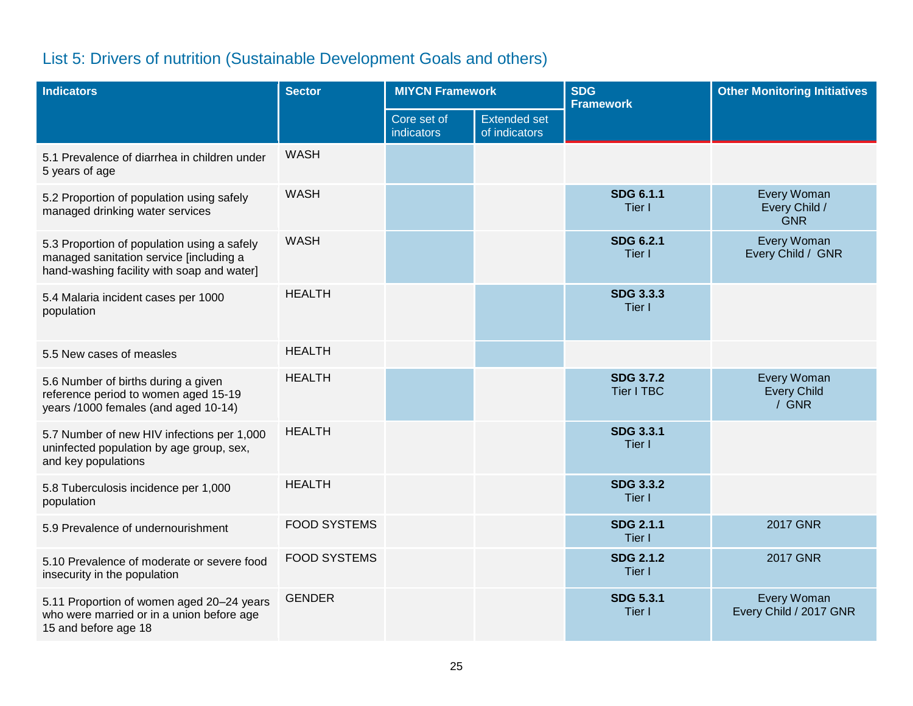## List 5: Drivers of nutrition (Sustainable Development Goals and others)

| Indicators | Sector | MIYCN Framework | | SDG Framework | Other Monitoring Initiatives |
|---|---|---|---|---|---|
| | | Core set of indicators | Extended set of indicators | | |
| 5.1 Prevalence of diarrhea in children under 5 years of age | WASH | | | | |
| 5.2 Proportion of population using safely managed drinking water services | WASH | | | **SDG 6.1.1** Tier I | Every Woman Every Child / GNR |
| 5.3 Proportion of population using a safely managed sanitation service [including a hand-washing facility with soap and water] | WASH | | | **SDG 6.2.1** Tier I | Every Woman Every Child / GNR |
| 5.4 Malaria incident cases per 1000 population | HEALTH | | | **SDG 3.3.3** Tier I | |
| 5.5 New cases of measles | HEALTH | | | | |
| 5.6 Number of births during a given reference period to women aged 15-19 years /1000 females (and aged 10-14) | HEALTH | | | **SDG 3.7.2** Tier I TBC | Every Woman Every Child / GNR |
| 5.7 Number of new HIV infections per 1,000 uninfected population by age group, sex, and key populations | HEALTH | | | **SDG 3.3.1** Tier I | |
| 5.8 Tuberculosis incidence per 1,000 population | HEALTH | | | **SDG 3.3.2** Tier I | |
| 5.9 Prevalence of undernourishment | FOOD SYSTEMS | | | **SDG 2.1.1** Tier I | 2017 GNR |
| 5.10 Prevalence of moderate or severe food insecurity in the population | FOOD SYSTEMS | | | **SDG 2.1.2** Tier I | 2017 GNR |
| 5.11 Proportion of women aged 20–24 years who were married or in a union before age 15 and before age 18 | GENDER | | | **SDG 5.3.1** Tier I | Every Woman Every Child / 2017 GNR |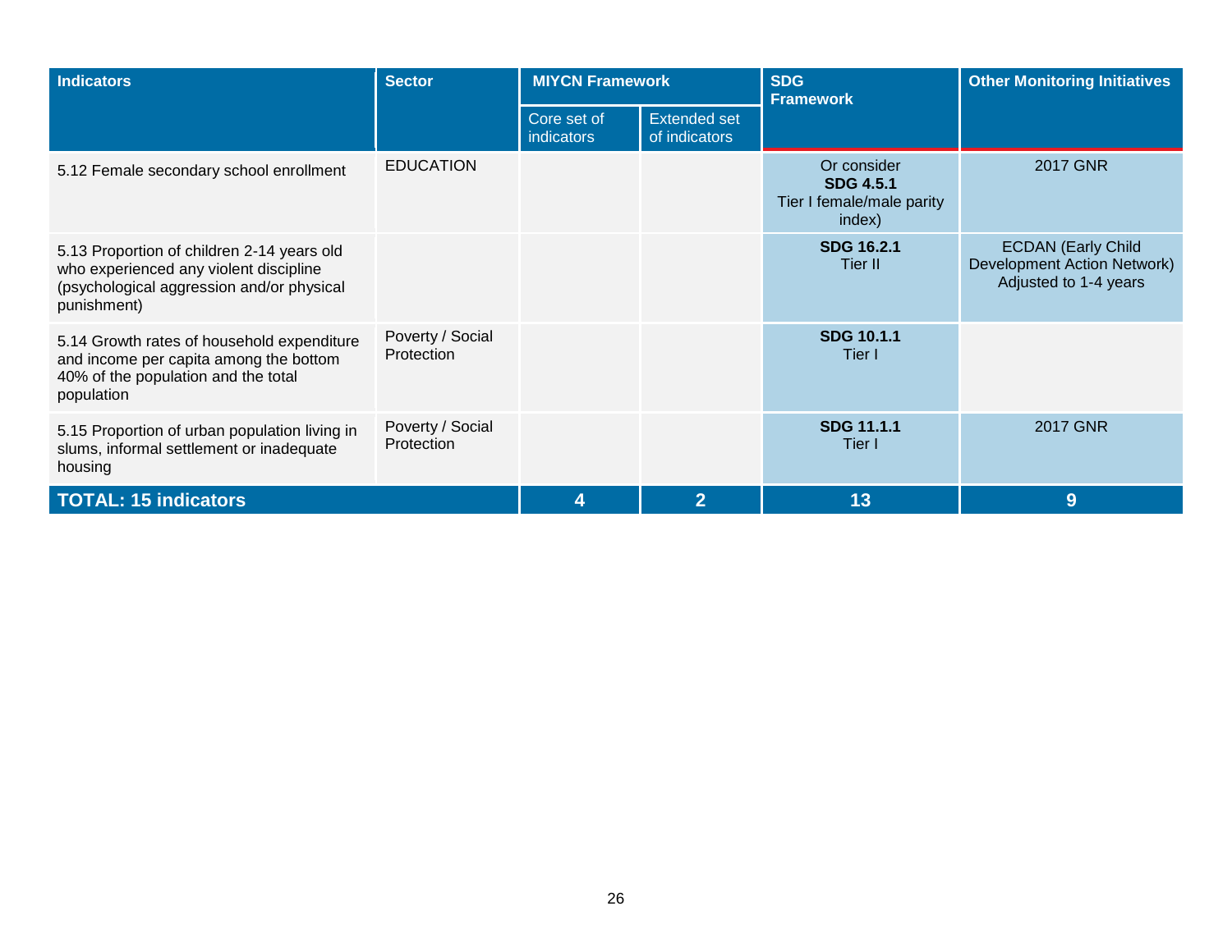| Indicators | Sector | MIYCN Framework | | SDG Framework | Other Monitoring Initiatives |
|---|---|---|---|---|---|
| | | Core set of indicators | Extended set of indicators | | |
| 5.12 Female secondary school enrollment | EDUCATION | | | Or consider **SDG 4.5.1** Tier I female/male parity index) | 2017 GNR |
| 5.13 Proportion of children 2-14 years old who experienced any violent discipline (psychological aggression and/or physical punishment) | | | | **SDG 16.2.1** Tier II | ECDAN (Early Child Development Action Network) Adjusted to 1-4 years |
| 5.14 Growth rates of household expenditure and income per capita among the bottom 40% of the population and the total population | Poverty / Social Protection | | | **SDG 10.1.1** Tier I | |
| 5.15 Proportion of urban population living in slums, informal settlement or inadequate housing | Poverty / Social Protection | | | **SDG 11.1.1** Tier I | 2017 GNR |
| **TOTAL: 15 indicators** | | **4** | **2** | **13** | **9** |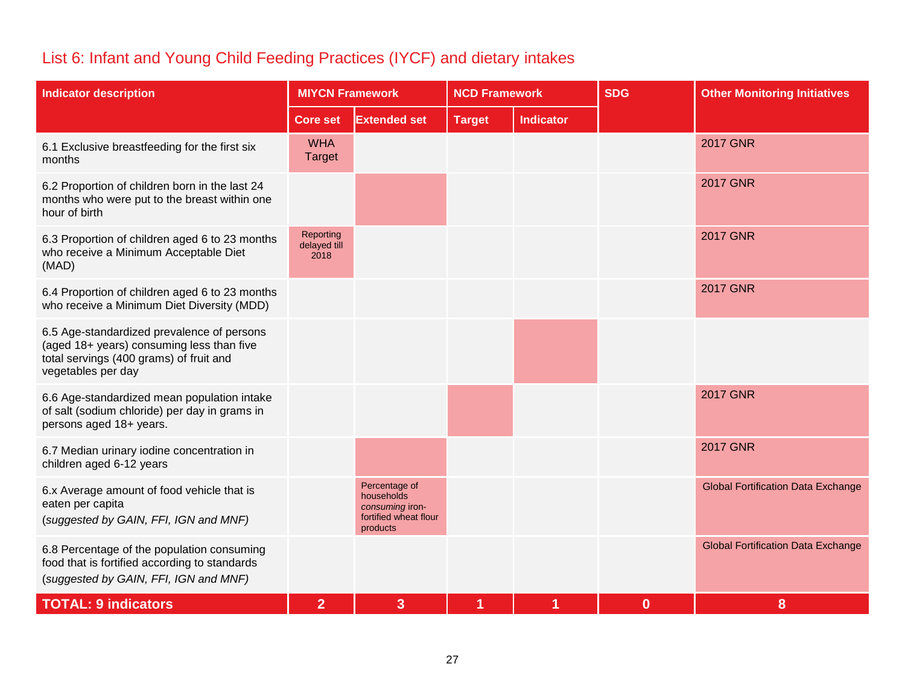## List 6: Infant and Young Child Feeding Practices (IYCF) and dietary intakes

| Indicator description | MIYCN Framework | | NCD Framework | | SDG | Other Monitoring Initiatives |
|---|---|---|---|---|---|---|
| | Core set | Extended set | Target | Indicator | | |
| 6.1 Exclusive breastfeeding for the first six months | WHA Target | | | | | 2017 GNR |
| 6.2 Proportion of children born in the last 24 months who were put to the breast within one hour of birth | | | | | | 2017 GNR |
| 6.3 Proportion of children aged 6 to 23 months who receive a Minimum Acceptable Diet (MAD) | Reporting delayed till 2018 | | | | | 2017 GNR |
| 6.4 Proportion of children aged 6 to 23 months who receive a Minimum Diet Diversity (MDD) | | | | | | 2017 GNR |
| 6.5 Age-standardized prevalence of persons (aged 18+ years) consuming less than five total servings (400 grams) of fruit and vegetables per day | | | | | | |
| 6.6 Age-standardized mean population intake of salt (sodium chloride) per day in grams in persons aged 18+ years. | | | | | | 2017 GNR |
| 6.7 Median urinary iodine concentration in children aged 6-12 years | | | | | | 2017 GNR |
| 6.x Average amount of food vehicle that is eaten per capita (*suggested by GAIN, FFI, IGN and MNF*) | | Percentage of households *consuming* iron-fortified wheat flour products | | | | Global Fortification Data Exchange |
| 6.8 Percentage of the population consuming food that is fortified according to standards (*suggested by GAIN, FFI, IGN and MNF*) | | | | | | Global Fortification Data Exchange |
| **TOTAL: 9 indicators** | **2** | **3** | **1** | **1** | **0** | **8** |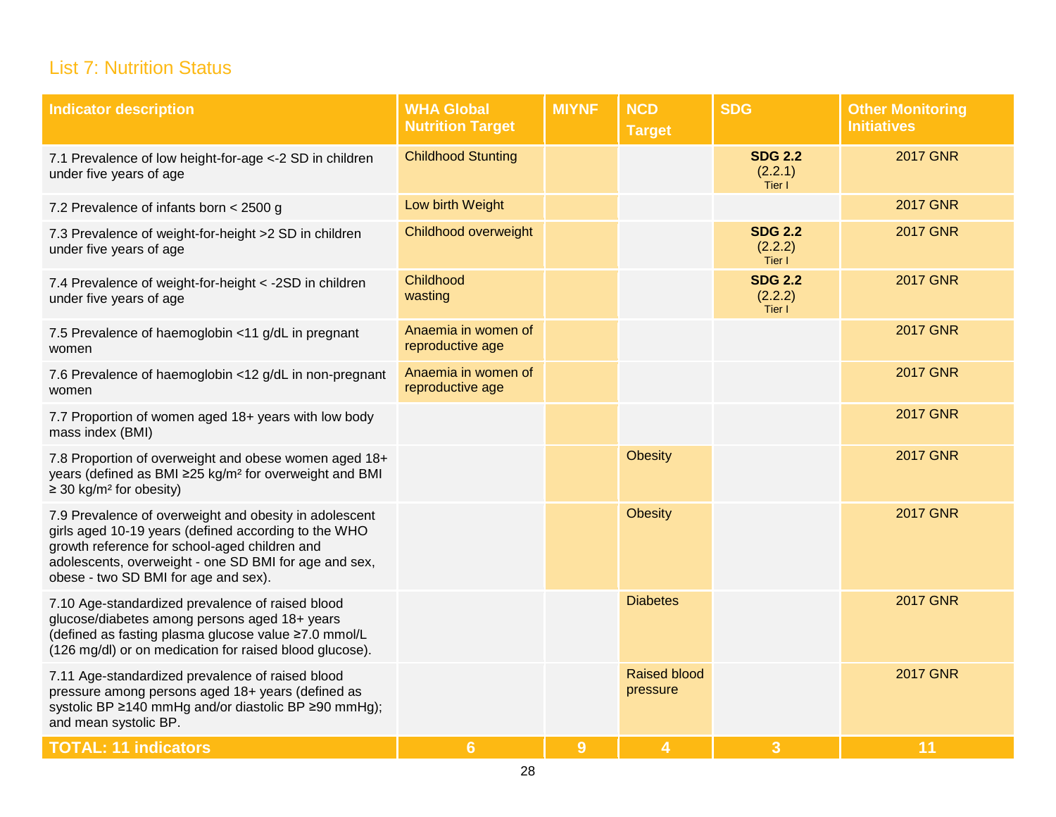## List 7: Nutrition Status

| Indicator description | WHA Global Nutrition Target | MIYNF | NCD Target | SDG | Other Monitoring Initiatives |
|---|---|---|---|---|---|
| 7.1 Prevalence of low height-for-age <-2 SD in children under five years of age | Childhood Stunting | | | **SDG 2.2** (2.2.1) Tier I | 2017 GNR |
| 7.2 Prevalence of infants born < 2500 g | Low birth Weight | | | | 2017 GNR |
| 7.3 Prevalence of weight-for-height >2 SD in children under five years of age | Childhood overweight | | | **SDG 2.2** (2.2.2) Tier I | 2017 GNR |
| 7.4 Prevalence of weight-for-height < -2SD in children under five years of age | Childhood wasting | | | **SDG 2.2** (2.2.2) Tier I | 2017 GNR |
| 7.5 Prevalence of haemoglobin <11 g/dL in pregnant women | Anaemia in women of reproductive age | | | | 2017 GNR |
| 7.6 Prevalence of haemoglobin <12 g/dL in non-pregnant women | Anaemia in women of reproductive age | | | | 2017 GNR |
| 7.7 Proportion of women aged 18+ years with low body mass index (BMI) | | | | | 2017 GNR |
| 7.8 Proportion of overweight and obese women aged 18+ years (defined as BMI ≥25 kg/m² for overweight and BMI ≥ 30 kg/m² for obesity) | | | Obesity | | 2017 GNR |
| 7.9 Prevalence of overweight and obesity in adolescent girls aged 10-19 years (defined according to the WHO growth reference for school-aged children and adolescents, overweight - one SD BMI for age and sex, obese - two SD BMI for age and sex). | | | Obesity | | 2017 GNR |
| 7.10 Age-standardized prevalence of raised blood glucose/diabetes among persons aged 18+ years (defined as fasting plasma glucose value ≥7.0 mmol/L (126 mg/dl) or on medication for raised blood glucose). | | | Diabetes | | 2017 GNR |
| 7.11 Age-standardized prevalence of raised blood pressure among persons aged 18+ years (defined as systolic BP ≥140 mmHg and/or diastolic BP ≥90 mmHg); and mean systolic BP. | | | Raised blood pressure | | 2017 GNR |
| **TOTAL: 11 indicators** | **6** | **9** | **4** | **3** | **11** |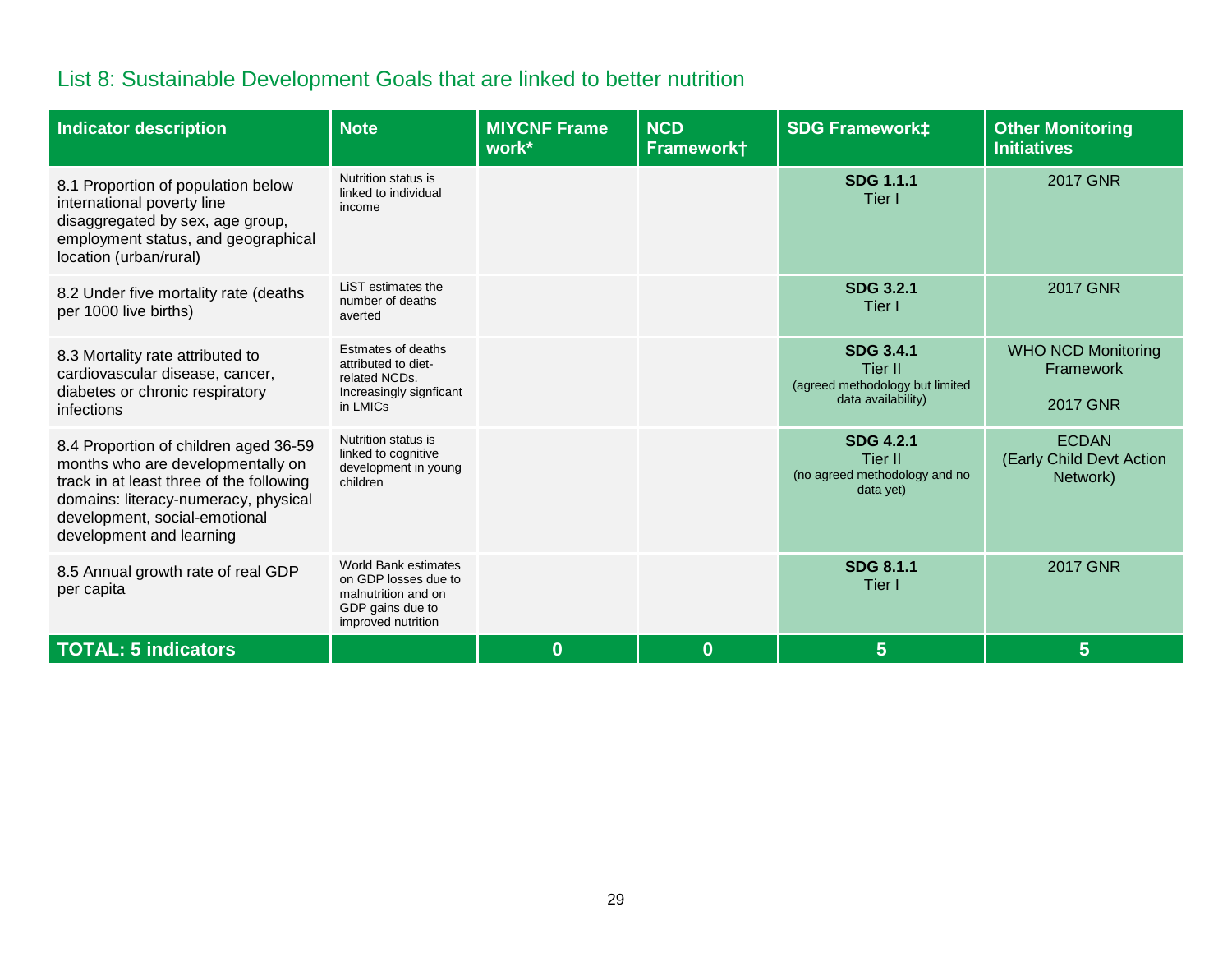## List 8: Sustainable Development Goals that are linked to better nutrition

| Indicator description | Note | MIYCNF Frame work* | NCD Framework† | SDG Framework‡ | Other Monitoring Initiatives |
|---|---|---|---|---|---|
| 8.1 Proportion of population below international poverty line disaggregated by sex, age group, employment status, and geographical location (urban/rural) | Nutrition status is linked to individual income | | | **SDG 1.1.1** Tier I | 2017 GNR |
| 8.2 Under five mortality rate (deaths per 1000 live births) | LiST estimates the number of deaths averted | | | **SDG 3.2.1** Tier I | 2017 GNR |
| 8.3 Mortality rate attributed to cardiovascular disease, cancer, diabetes or chronic respiratory infections | Estmates of deaths attributed to diet-related NCDs. Increasingly signficant in LMICs | | | **SDG 3.4.1** Tier II (agreed methodology but limited data availability) | WHO NCD Monitoring Framework<br><br>2017 GNR |
| 8.4 Proportion of children aged 36-59 months who are developmentally on track in at least three of the following domains: literacy-numeracy, physical development, social-emotional development and learning | Nutrition status is linked to cognitive development in young children | | | **SDG 4.2.1** Tier II (no agreed methodology and no data yet) | ECDAN (Early Child Devt Action Network) |
| 8.5 Annual growth rate of real GDP per capita | World Bank estimates on GDP losses due to malnutrition and on GDP gains due to improved nutrition | | | **SDG 8.1.1** Tier I | 2017 GNR |
| **TOTAL: 5 indicators** | | **0** | **0** | **5** | **5** |